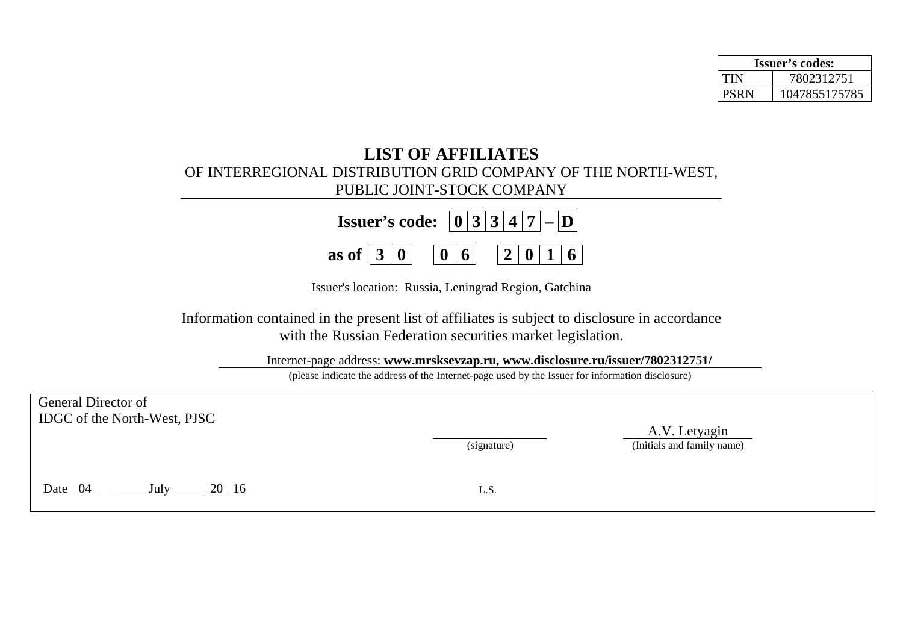| Issuer's codes: | |
|---|---|
| TIN | 7802312751 |
| PSRN | 1047855175785 |

# LIST OF AFFILIATES

OF INTERREGIONAL DISTRIBUTION GRID COMPANY OF THE NORTH-WEST, PUBLIC JOINT-STOCK COMPANY

**Issuer's code: 0 3 3 4 7 – D**

**as of 3 0 0 6 2 0 1 6**

Issuer's location: Russia, Leningrad Region, Gatchina

Information contained in the present list of affiliates is subject to disclosure in accordance with the Russian Federation securities market legislation.

Internet-page address: **www.mrsksevzap.ru, www.disclosure.ru/issuer/7802312751/**

(please indicate the address of the Internet-page used by the Issuer for information disclosure)

General Director of
IDGC of the North-West, PJSC

_______________ (signature)

A.V. Letyagin (Initials and family name)

Date 04 July 20 16

L.S.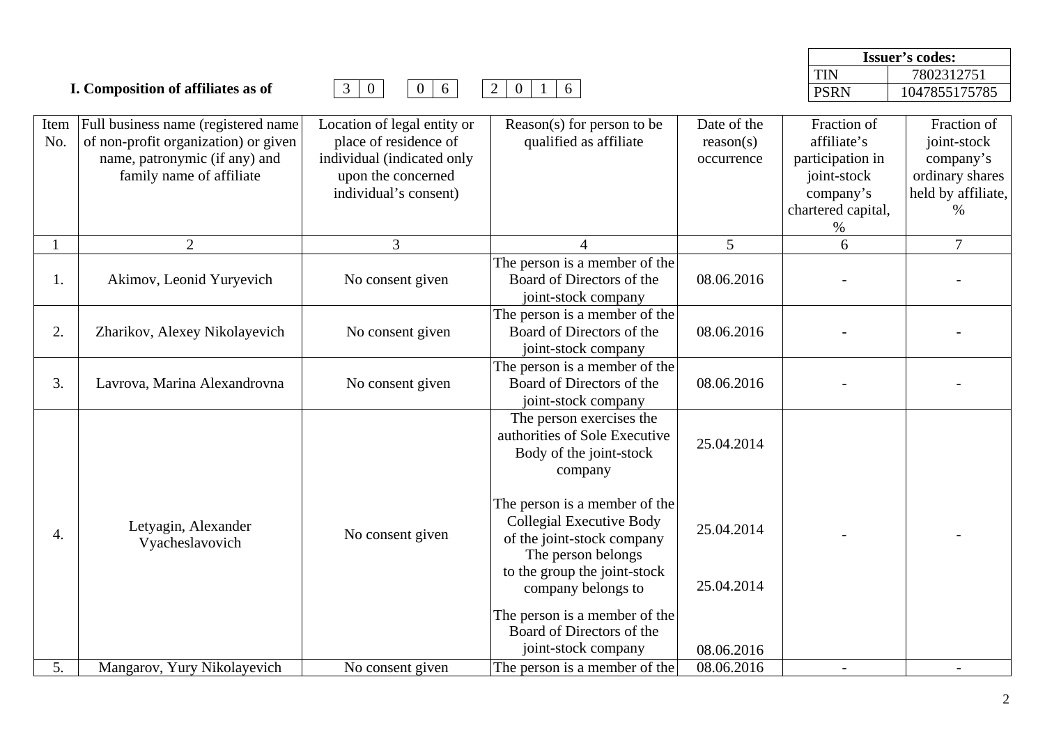| Issuer's codes: | |
|---|---|
| TIN | 7802312751 |
| PSRN | 1047855175785 |

**I. Composition of affiliates as of** 30 06 2016

| Item No. | Full business name (registered name of non-profit organization) or given name, patronymic (if any) and family name of affiliate | Location of legal entity or place of residence of individual (indicated only upon the concerned individual's consent) | Reason(s) for person to be qualified as affiliate | Date of the reason(s) occurrence | Fraction of affiliate's participation in joint-stock company's chartered capital, % | Fraction of joint-stock company's ordinary shares held by affiliate, % |
|---|---|---|---|---|---|---|
| 1 | 2 | 3 | 4 | 5 | 6 | 7 |
| 1. | Akimov, Leonid Yuryevich | No consent given | The person is a member of the Board of Directors of the joint-stock company | 08.06.2016 | - | - |
| 2. | Zharikov, Alexey Nikolayevich | No consent given | The person is a member of the Board of Directors of the joint-stock company | 08.06.2016 | - | - |
| 3. | Lavrova, Marina Alexandrovna | No consent given | The person is a member of the Board of Directors of the joint-stock company | 08.06.2016 | - | - |
| 4. | Letyagin, Alexander Vyacheslavovich | No consent given | The person exercises the authorities of Sole Executive Body of the joint-stock company<br><br>The person is a member of the Collegial Executive Body of the joint-stock company<br>The person belongs to the group the joint-stock company belongs to<br><br>The person is a member of the Board of Directors of the joint-stock company | 25.04.2014<br><br>25.04.2014<br><br>25.04.2014<br><br>08.06.2016 | - | - |
| 5. | Mangarov, Yury Nikolayevich | No consent given | The person is a member of the | 08.06.2016 | - | - |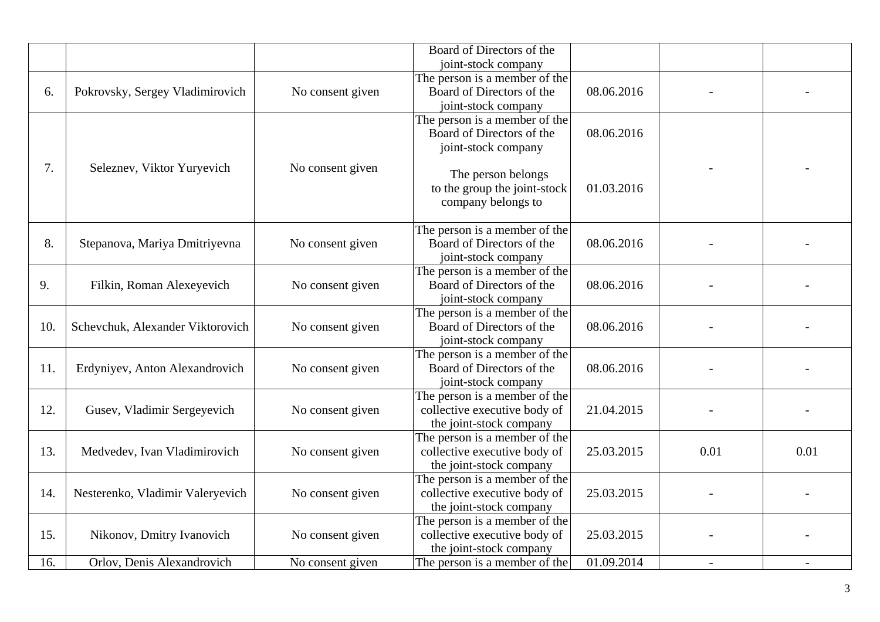| | | | | | | |
|---|---|---|---|---|---|---|
| | | | Board of Directors of the joint-stock company | | | |
| 6. | Pokrovsky, Sergey Vladimirovich | No consent given | The person is a member of the Board of Directors of the joint-stock company | 08.06.2016 | - | - |
| 7. | Seleznev, Viktor Yuryevich | No consent given | The person is a member of the Board of Directors of the joint-stock company<br><br>The person belongs to the group the joint-stock company belongs to | 08.06.2016<br><br>01.03.2016 | - | - |
| 8. | Stepanova, Mariya Dmitriyevna | No consent given | The person is a member of the Board of Directors of the joint-stock company | 08.06.2016 | - | - |
| 9. | Filkin, Roman Alexeyevich | No consent given | The person is a member of the Board of Directors of the joint-stock company | 08.06.2016 | - | - |
| 10. | Schevchuk, Alexander Viktorovich | No consent given | The person is a member of the Board of Directors of the joint-stock company | 08.06.2016 | - | - |
| 11. | Erdyniyev, Anton Alexandrovich | No consent given | The person is a member of the Board of Directors of the joint-stock company | 08.06.2016 | - | - |
| 12. | Gusev, Vladimir Sergeyevich | No consent given | The person is a member of the collective executive body of the joint-stock company | 21.04.2015 | - | - |
| 13. | Medvedev, Ivan Vladimirovich | No consent given | The person is a member of the collective executive body of the joint-stock company | 25.03.2015 | 0.01 | 0.01 |
| 14. | Nesterenko, Vladimir Valeryevich | No consent given | The person is a member of the collective executive body of the joint-stock company | 25.03.2015 | - | - |
| 15. | Nikonov, Dmitry Ivanovich | No consent given | The person is a member of the collective executive body of the joint-stock company | 25.03.2015 | - | - |
| 16. | Orlov, Denis Alexandrovich | No consent given | The person is a member of the | 01.09.2014 | - | - |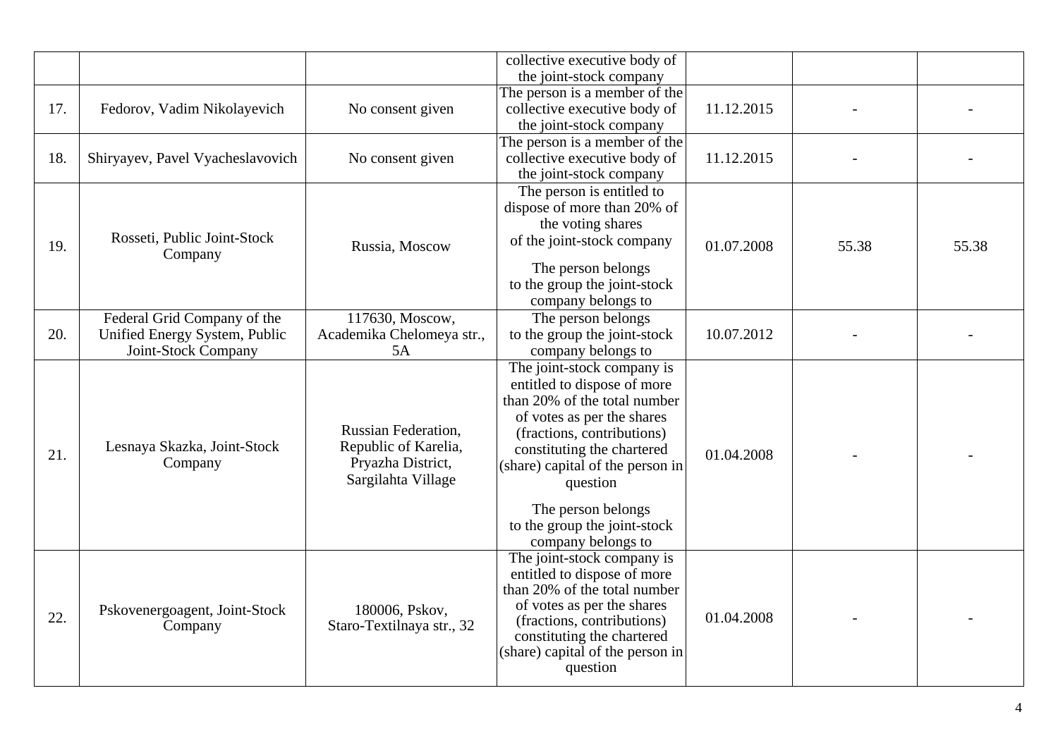| | | | | | | |
|---|---|---|---|---|---|---|
| | | | collective executive body of the joint-stock company | | | |
| 17. | Fedorov, Vadim Nikolayevich | No consent given | The person is a member of the collective executive body of the joint-stock company | 11.12.2015 | - | - |
| 18. | Shiryayev, Pavel Vyacheslavovich | No consent given | The person is a member of the collective executive body of the joint-stock company | 11.12.2015 | - | - |
| 19. | Rosseti, Public Joint-Stock Company | Russia, Moscow | The person is entitled to dispose of more than 20% of the voting shares of the joint-stock company<br><br>The person belongs to the group the joint-stock company belongs to | 01.07.2008 | 55.38 | 55.38 |
| 20. | Federal Grid Company of the Unified Energy System, Public Joint-Stock Company | 117630, Moscow, Academika Chelomeya str., 5A | The person belongs to the group the joint-stock company belongs to | 10.07.2012 | - | - |
| 21. | Lesnaya Skazka, Joint-Stock Company | Russian Federation, Republic of Karelia, Pryazha District, Sargilahta Village | The joint-stock company is entitled to dispose of more than 20% of the total number of votes as per the shares (fractions, contributions) constituting the chartered (share) capital of the person in question<br><br>The person belongs to the group the joint-stock company belongs to | 01.04.2008 | - | - |
| 22. | Pskovenergoagent, Joint-Stock Company | 180006, Pskov, Staro-Textilnaya str., 32 | The joint-stock company is entitled to dispose of more than 20% of the total number of votes as per the shares (fractions, contributions) constituting the chartered (share) capital of the person in question | 01.04.2008 | - | - |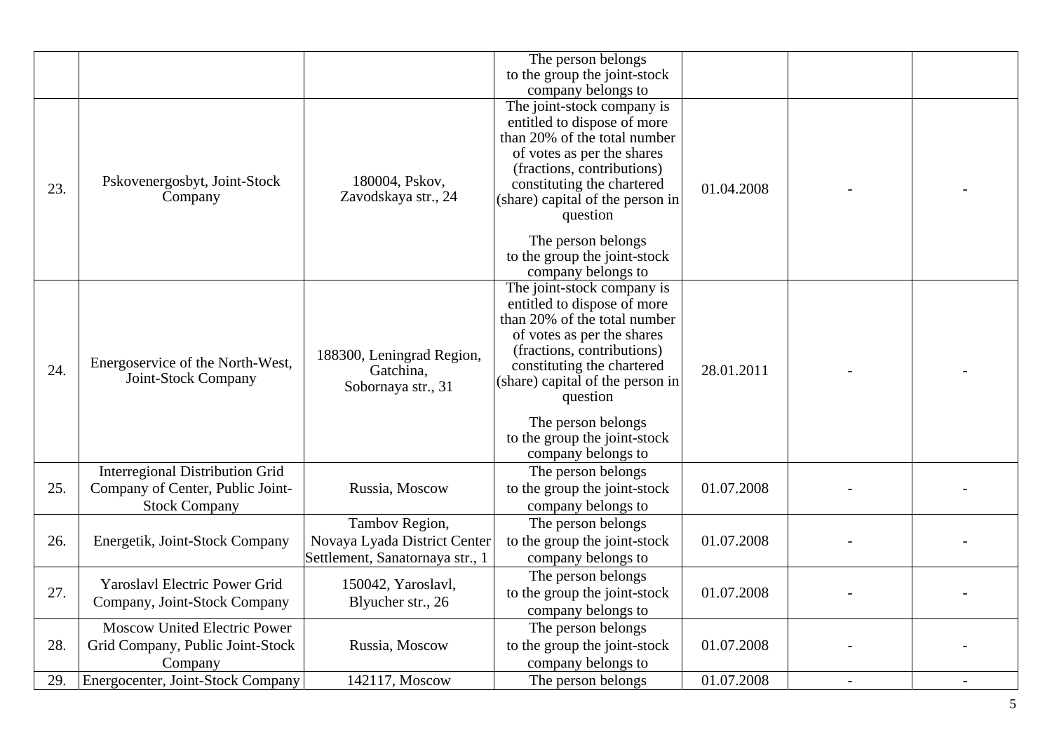|  |  |  |  |  |  |  |
|---|---|---|---|---|---|---|
|  |  |  | The person belongs to the group the joint-stock company belongs to |  |  |  |
| 23. | Pskovenergosbyt, Joint-Stock Company | 180004, Pskov, Zavodskaya str., 24 | The joint-stock company is entitled to dispose of more than 20% of the total number of votes as per the shares (fractions, contributions) constituting the chartered (share) capital of the person in question<br><br>The person belongs to the group the joint-stock company belongs to | 01.04.2008 | - | - |
| 24. | Energoservice of the North-West, Joint-Stock Company | 188300, Leningrad Region, Gatchina, Sobornaya str., 31 | The joint-stock company is entitled to dispose of more than 20% of the total number of votes as per the shares (fractions, contributions) constituting the chartered (share) capital of the person in question<br><br>The person belongs to the group the joint-stock company belongs to | 28.01.2011 | - | - |
| 25. | Interregional Distribution Grid Company of Center, Public Joint-Stock Company | Russia, Moscow | The person belongs to the group the joint-stock company belongs to | 01.07.2008 | - | - |
| 26. | Energetik, Joint-Stock Company | Tambov Region, Novaya Lyada District Center Settlement, Sanatornaya str., 1 | The person belongs to the group the joint-stock company belongs to | 01.07.2008 | - | - |
| 27. | Yaroslavl Electric Power Grid Company, Joint-Stock Company | 150042, Yaroslavl, Blyucher str., 26 | The person belongs to the group the joint-stock company belongs to | 01.07.2008 | - | - |
| 28. | Moscow United Electric Power Grid Company, Public Joint-Stock Company | Russia, Moscow | The person belongs to the group the joint-stock company belongs to | 01.07.2008 | - | - |
| 29. | Energocenter, Joint-Stock Company | 142117, Moscow | The person belongs | 01.07.2008 | - | - |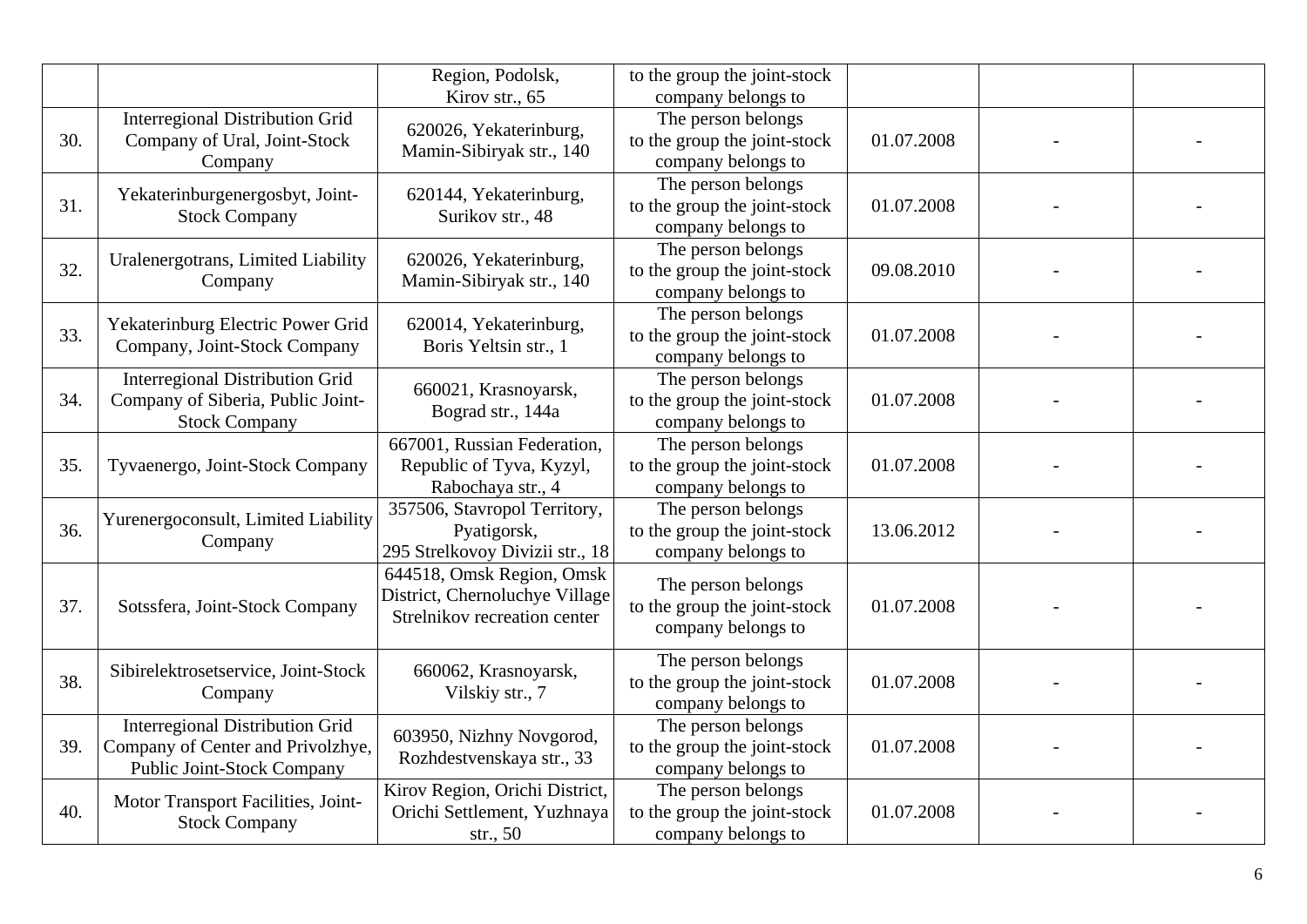| | | | | | | |
|---|---|---|---|---|---|---|
| | | Region, Podolsk, Kirov str., 65 | to the group the joint-stock company belongs to | | | |
| 30. | Interregional Distribution Grid Company of Ural, Joint-Stock Company | 620026, Yekaterinburg, Mamin-Sibiryak str., 140 | The person belongs to the group the joint-stock company belongs to | 01.07.2008 | - | - |
| 31. | Yekaterinburgenergosbyt, Joint-Stock Company | 620144, Yekaterinburg, Surikov str., 48 | The person belongs to the group the joint-stock company belongs to | 01.07.2008 | - | - |
| 32. | Uralenergotrans, Limited Liability Company | 620026, Yekaterinburg, Mamin-Sibiryak str., 140 | The person belongs to the group the joint-stock company belongs to | 09.08.2010 | - | - |
| 33. | Yekaterinburg Electric Power Grid Company, Joint-Stock Company | 620014, Yekaterinburg, Boris Yeltsin str., 1 | The person belongs to the group the joint-stock company belongs to | 01.07.2008 | - | - |
| 34. | Interregional Distribution Grid Company of Siberia, Public Joint-Stock Company | 660021, Krasnoyarsk, Bograd str., 144a | The person belongs to the group the joint-stock company belongs to | 01.07.2008 | - | - |
| 35. | Tyvaenergo, Joint-Stock Company | 667001, Russian Federation, Republic of Tyva, Kyzyl, Rabochaya str., 4 | The person belongs to the group the joint-stock company belongs to | 01.07.2008 | - | - |
| 36. | Yurenergoconsult, Limited Liability Company | 357506, Stavropol Territory, Pyatigorsk, 295 Strelkovoy Divizii str., 18 | The person belongs to the group the joint-stock company belongs to | 13.06.2012 | - | - |
| 37. | Sotssfera, Joint-Stock Company | 644518, Omsk Region, Omsk District, Chernoluchye Village Strelnikov recreation center | The person belongs to the group the joint-stock company belongs to | 01.07.2008 | - | - |
| 38. | Sibirelektrosetservice, Joint-Stock Company | 660062, Krasnoyarsk, Vilskiy str., 7 | The person belongs to the group the joint-stock company belongs to | 01.07.2008 | - | - |
| 39. | Interregional Distribution Grid Company of Center and Privolzhye, Public Joint-Stock Company | 603950, Nizhny Novgorod, Rozhdestvenskaya str., 33 | The person belongs to the group the joint-stock company belongs to | 01.07.2008 | - | - |
| 40. | Motor Transport Facilities, Joint-Stock Company | Kirov Region, Orichi District, Orichi Settlement, Yuzhnaya str., 50 | The person belongs to the group the joint-stock company belongs to | 01.07.2008 | - | - |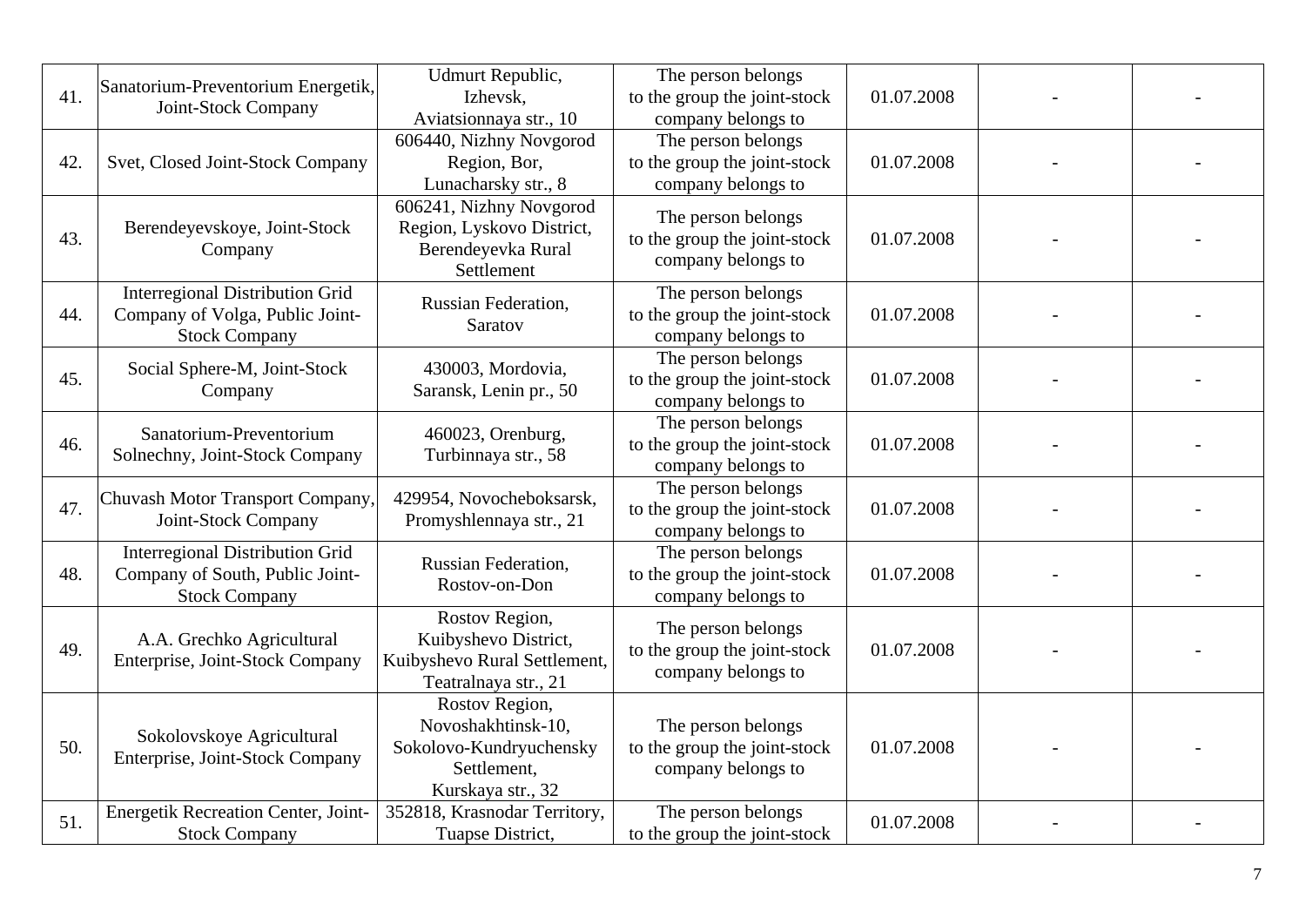| | | | | | | |
|---|---|---|---|---|---|---|
| 41. | Sanatorium-Preventorium Energetik, Joint-Stock Company | Udmurt Republic, Izhevsk, Aviatsionnaya str., 10 | The person belongs to the group the joint-stock company belongs to | 01.07.2008 | - | - |
| 42. | Svet, Closed Joint-Stock Company | 606440, Nizhny Novgorod Region, Bor, Lunacharsky str., 8 | The person belongs to the group the joint-stock company belongs to | 01.07.2008 | - | - |
| 43. | Berendeyevskoye, Joint-Stock Company | 606241, Nizhny Novgorod Region, Lyskovo District, Berendeyevka Rural Settlement | The person belongs to the group the joint-stock company belongs to | 01.07.2008 | - | - |
| 44. | Interregional Distribution Grid Company of Volga, Public Joint-Stock Company | Russian Federation, Saratov | The person belongs to the group the joint-stock company belongs to | 01.07.2008 | - | - |
| 45. | Social Sphere-M, Joint-Stock Company | 430003, Mordovia, Saransk, Lenin pr., 50 | The person belongs to the group the joint-stock company belongs to | 01.07.2008 | - | - |
| 46. | Sanatorium-Preventorium Solnechny, Joint-Stock Company | 460023, Orenburg, Turbinnaya str., 58 | The person belongs to the group the joint-stock company belongs to | 01.07.2008 | - | - |
| 47. | Chuvash Motor Transport Company, Joint-Stock Company | 429954, Novocheboksarsk, Promyshlennaya str., 21 | The person belongs to the group the joint-stock company belongs to | 01.07.2008 | - | - |
| 48. | Interregional Distribution Grid Company of South, Public Joint-Stock Company | Russian Federation, Rostov-on-Don | The person belongs to the group the joint-stock company belongs to | 01.07.2008 | - | - |
| 49. | A.A. Grechko Agricultural Enterprise, Joint-Stock Company | Rostov Region, Kuibyshevo District, Kuibyshevo Rural Settlement, Teatralnaya str., 21 | The person belongs to the group the joint-stock company belongs to | 01.07.2008 | - | - |
| 50. | Sokolovskoye Agricultural Enterprise, Joint-Stock Company | Rostov Region, Novoshakhtinsk-10, Sokolovo-Kundryuchensky Settlement, Kurskaya str., 32 | The person belongs to the group the joint-stock company belongs to | 01.07.2008 | - | - |
| 51. | Energetik Recreation Center, Joint-Stock Company | 352818, Krasnodar Territory, Tuapse District, | The person belongs to the group the joint-stock | 01.07.2008 | - | - |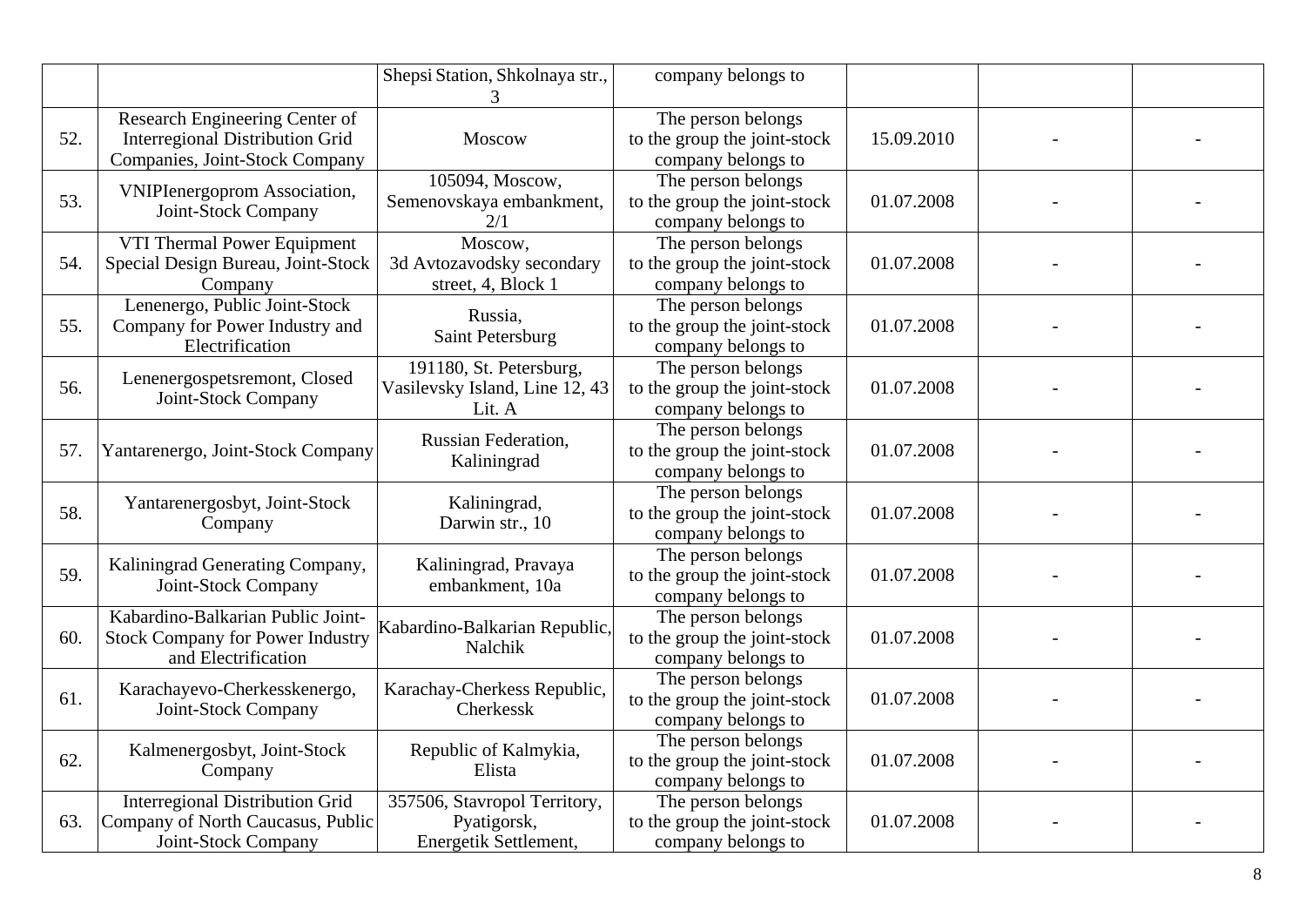| | | | | | | |
|---|---|---|---|---|---|---|
| | | Shepsi Station, Shkolnaya str., 3 | company belongs to | | | |
| 52. | Research Engineering Center of Interregional Distribution Grid Companies, Joint-Stock Company | Moscow | The person belongs to the group the joint-stock company belongs to | 15.09.2010 | - | - |
| 53. | VNIPIenergoprom Association, Joint-Stock Company | 105094, Moscow, Semenovskaya embankment, 2/1 | The person belongs to the group the joint-stock company belongs to | 01.07.2008 | - | - |
| 54. | VTI Thermal Power Equipment Special Design Bureau, Joint-Stock Company | Moscow, 3d Avtozavodsky secondary street, 4, Block 1 | The person belongs to the group the joint-stock company belongs to | 01.07.2008 | - | - |
| 55. | Lenenergo, Public Joint-Stock Company for Power Industry and Electrification | Russia, Saint Petersburg | The person belongs to the group the joint-stock company belongs to | 01.07.2008 | - | - |
| 56. | Lenenergospetsremont, Closed Joint-Stock Company | 191180, St. Petersburg, Vasilevsky Island, Line 12, 43 Lit. A | The person belongs to the group the joint-stock company belongs to | 01.07.2008 | - | - |
| 57. | Yantarenergo, Joint-Stock Company | Russian Federation, Kaliningrad | The person belongs to the group the joint-stock company belongs to | 01.07.2008 | - | - |
| 58. | Yantarenergosbyt, Joint-Stock Company | Kaliningrad, Darwin str., 10 | The person belongs to the group the joint-stock company belongs to | 01.07.2008 | - | - |
| 59. | Kaliningrad Generating Company, Joint-Stock Company | Kaliningrad, Pravaya embankment, 10a | The person belongs to the group the joint-stock company belongs to | 01.07.2008 | - | - |
| 60. | Kabardino-Balkarian Public Joint-Stock Company for Power Industry and Electrification | Kabardino-Balkarian Republic, Nalchik | The person belongs to the group the joint-stock company belongs to | 01.07.2008 | - | - |
| 61. | Karachayevo-Cherkesskenergo, Joint-Stock Company | Karachay-Cherkess Republic, Cherkessk | The person belongs to the group the joint-stock company belongs to | 01.07.2008 | - | - |
| 62. | Kalmenergosbyt, Joint-Stock Company | Republic of Kalmykia, Elista | The person belongs to the group the joint-stock company belongs to | 01.07.2008 | - | - |
| 63. | Interregional Distribution Grid Company of North Caucasus, Public Joint-Stock Company | 357506, Stavropol Territory, Pyatigorsk, Energetik Settlement, | The person belongs to the group the joint-stock company belongs to | 01.07.2008 | - | - |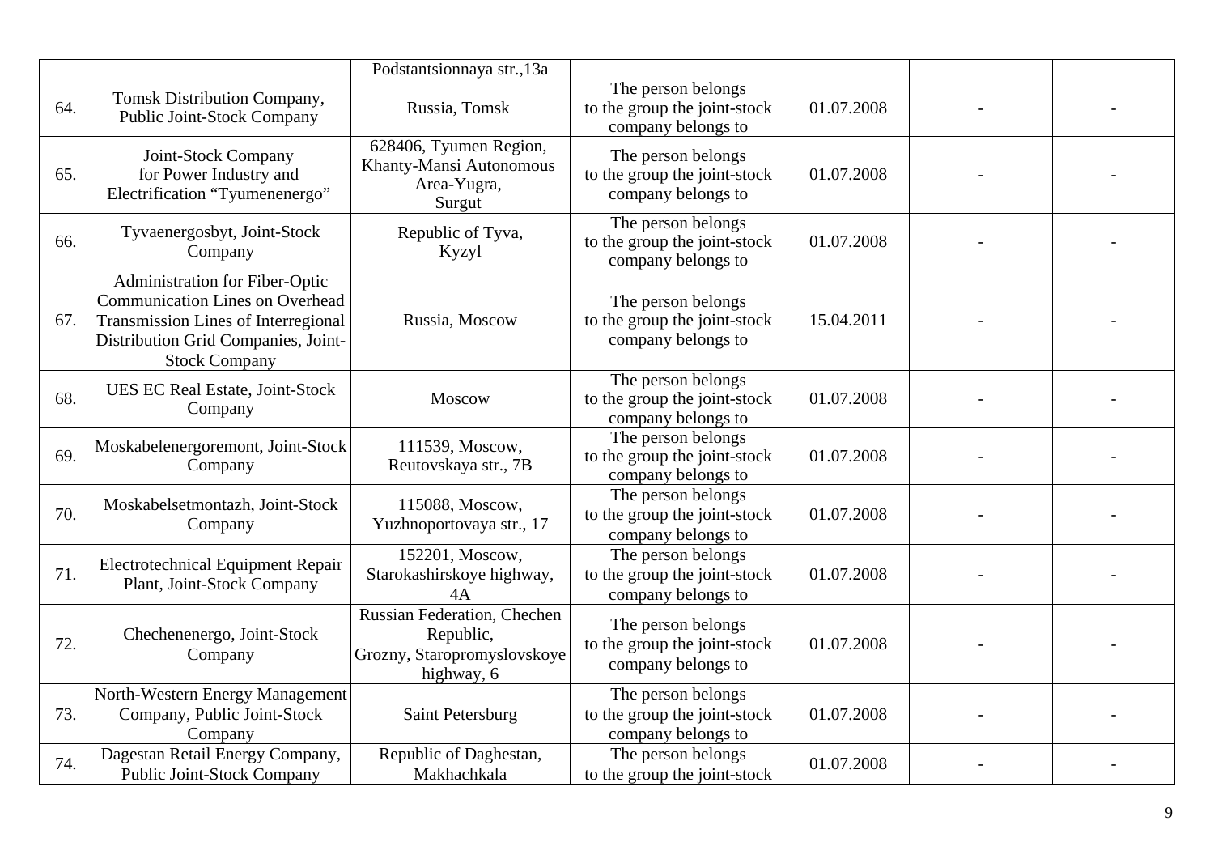| | | | | | | |
|---|---|---|---|---|---|---|
| | | Podstantsionnaya str.,13a | | | | |
| 64. | Tomsk Distribution Company, Public Joint-Stock Company | Russia, Tomsk | The person belongs to the group the joint-stock company belongs to | 01.07.2008 | - | - |
| 65. | Joint-Stock Company for Power Industry and Electrification “Tyumenenergo” | 628406, Tyumen Region, Khanty-Mansi Autonomous Area-Yugra, Surgut | The person belongs to the group the joint-stock company belongs to | 01.07.2008 | - | - |
| 66. | Tyvaenergosbyt, Joint-Stock Company | Republic of Tyva, Kyzyl | The person belongs to the group the joint-stock company belongs to | 01.07.2008 | - | - |
| 67. | Administration for Fiber-Optic Communication Lines on Overhead Transmission Lines of Interregional Distribution Grid Companies, Joint-Stock Company | Russia, Moscow | The person belongs to the group the joint-stock company belongs to | 15.04.2011 | - | - |
| 68. | UES EC Real Estate, Joint-Stock Company | Moscow | The person belongs to the group the joint-stock company belongs to | 01.07.2008 | - | - |
| 69. | Moskabelenergoremont, Joint-Stock Company | 111539, Moscow, Reutovskaya str., 7B | The person belongs to the group the joint-stock company belongs to | 01.07.2008 | - | - |
| 70. | Moskabelsetmontazh, Joint-Stock Company | 115088, Moscow, Yuzhnoportovaya str., 17 | The person belongs to the group the joint-stock company belongs to | 01.07.2008 | - | - |
| 71. | Electrotechnical Equipment Repair Plant, Joint-Stock Company | 152201, Moscow, Starokashirskoye highway, 4A | The person belongs to the group the joint-stock company belongs to | 01.07.2008 | - | - |
| 72. | Chechenenergo, Joint-Stock Company | Russian Federation, Chechen Republic, Grozny, Staropromyslovskoye highway, 6 | The person belongs to the group the joint-stock company belongs to | 01.07.2008 | - | - |
| 73. | North-Western Energy Management Company, Public Joint-Stock Company | Saint Petersburg | The person belongs to the group the joint-stock company belongs to | 01.07.2008 | - | - |
| 74. | Dagestan Retail Energy Company, Public Joint-Stock Company | Republic of Daghestan, Makhachkala | The person belongs to the group the joint-stock | 01.07.2008 | - | - |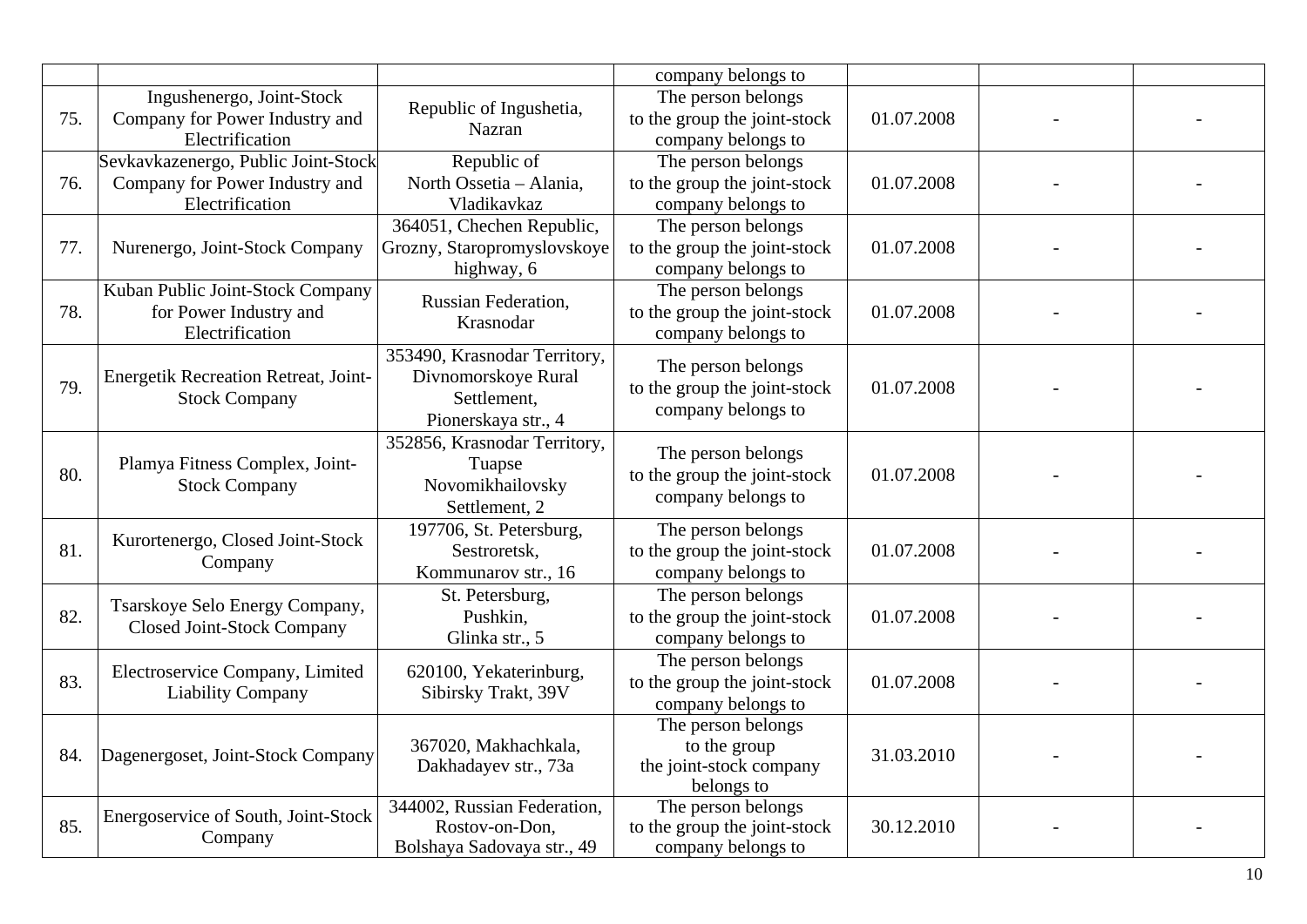| | | | company belongs to | | | |
|---|---|---|---|---|---|---|
| 75. | Ingushenergo, Joint-Stock Company for Power Industry and Electrification | Republic of Ingushetia, Nazran | The person belongs to the group the joint-stock company belongs to | 01.07.2008 | - | - |
| 76. | Sevkavkazenergo, Public Joint-Stock Company for Power Industry and Electrification | Republic of North Ossetia – Alania, Vladikavkaz | The person belongs to the group the joint-stock company belongs to | 01.07.2008 | - | - |
| 77. | Nurenergo, Joint-Stock Company | 364051, Chechen Republic, Grozny, Staropromyslovskoye highway, 6 | The person belongs to the group the joint-stock company belongs to | 01.07.2008 | - | - |
| 78. | Kuban Public Joint-Stock Company for Power Industry and Electrification | Russian Federation, Krasnodar | The person belongs to the group the joint-stock company belongs to | 01.07.2008 | - | - |
| 79. | Energetik Recreation Retreat, Joint-Stock Company | 353490, Krasnodar Territory, Divnomorskoye Rural Settlement, Pionerskaya str., 4 | The person belongs to the group the joint-stock company belongs to | 01.07.2008 | - | - |
| 80. | Plamya Fitness Complex, Joint-Stock Company | 352856, Krasnodar Territory, Tuapse Novomikhailovsky Settlement, 2 | The person belongs to the group the joint-stock company belongs to | 01.07.2008 | - | - |
| 81. | Kurortenergo, Closed Joint-Stock Company | 197706, St. Petersburg, Sestroretsk, Kommunarov str., 16 | The person belongs to the group the joint-stock company belongs to | 01.07.2008 | - | - |
| 82. | Tsarskoye Selo Energy Company, Closed Joint-Stock Company | St. Petersburg, Pushkin, Glinka str., 5 | The person belongs to the group the joint-stock company belongs to | 01.07.2008 | - | - |
| 83. | Electroservice Company, Limited Liability Company | 620100, Yekaterinburg, Sibirsky Trakt, 39V | The person belongs to the group the joint-stock company belongs to | 01.07.2008 | - | - |
| 84. | Dagenergoset, Joint-Stock Company | 367020, Makhachkala, Dakhadayev str., 73a | The person belongs to the group the joint-stock company belongs to | 31.03.2010 | - | - |
| 85. | Energoservice of South, Joint-Stock Company | 344002, Russian Federation, Rostov-on-Don, Bolshaya Sadovaya str., 49 | The person belongs to the group the joint-stock company belongs to | 30.12.2010 | - | - |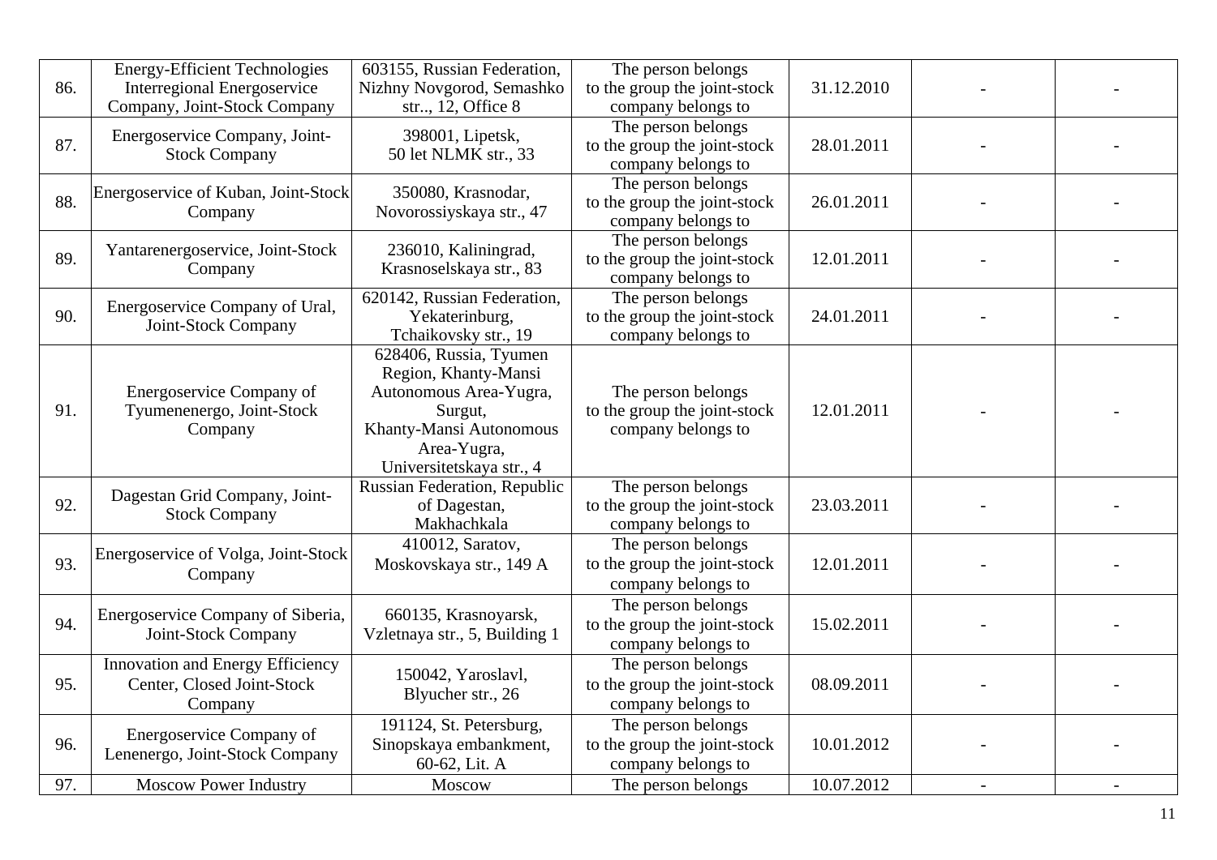| 86. | Energy-Efficient Technologies Interregional Energoservice Company, Joint-Stock Company | 603155, Russian Federation, Nizhny Novgorod, Semashko str.., 12, Office 8 | The person belongs to the group the joint-stock company belongs to | 31.12.2010 | - | - |
|---|---|---|---|---|---|---|
| 87. | Energoservice Company, Joint-Stock Company | 398001, Lipetsk, 50 let NLMK str., 33 | The person belongs to the group the joint-stock company belongs to | 28.01.2011 | - | - |
| 88. | Energoservice of Kuban, Joint-Stock Company | 350080, Krasnodar, Novorossiyskaya str., 47 | The person belongs to the group the joint-stock company belongs to | 26.01.2011 | - | - |
| 89. | Yantarenergoservice, Joint-Stock Company | 236010, Kaliningrad, Krasnoselskaya str., 83 | The person belongs to the group the joint-stock company belongs to | 12.01.2011 | - | - |
| 90. | Energoservice Company of Ural, Joint-Stock Company | 620142, Russian Federation, Yekaterinburg, Tchaikovsky str., 19 | The person belongs to the group the joint-stock company belongs to | 24.01.2011 | - | - |
| 91. | Energoservice Company of Tyumenenergo, Joint-Stock Company | 628406, Russia, Tyumen Region, Khanty-Mansi Autonomous Area-Yugra, Surgut, Khanty-Mansi Autonomous Area-Yugra, Universitetskaya str., 4 | The person belongs to the group the joint-stock company belongs to | 12.01.2011 | - | - |
| 92. | Dagestan Grid Company, Joint-Stock Company | Russian Federation, Republic of Dagestan, Makhachkala | The person belongs to the group the joint-stock company belongs to | 23.03.2011 | - | - |
| 93. | Energoservice of Volga, Joint-Stock Company | 410012, Saratov, Moskovskaya str., 149 A | The person belongs to the group the joint-stock company belongs to | 12.01.2011 | - | - |
| 94. | Energoservice Company of Siberia, Joint-Stock Company | 660135, Krasnoyarsk, Vzletnaya str., 5, Building 1 | The person belongs to the group the joint-stock company belongs to | 15.02.2011 | - | - |
| 95. | Innovation and Energy Efficiency Center, Closed Joint-Stock Company | 150042, Yaroslavl, Blyucher str., 26 | The person belongs to the group the joint-stock company belongs to | 08.09.2011 | - | - |
| 96. | Energoservice Company of Lenenergo, Joint-Stock Company | 191124, St. Petersburg, Sinopskaya embankment, 60-62, Lit. A | The person belongs to the group the joint-stock company belongs to | 10.01.2012 | - | - |
| 97. | Moscow Power Industry | Moscow | The person belongs | 10.07.2012 | - | - |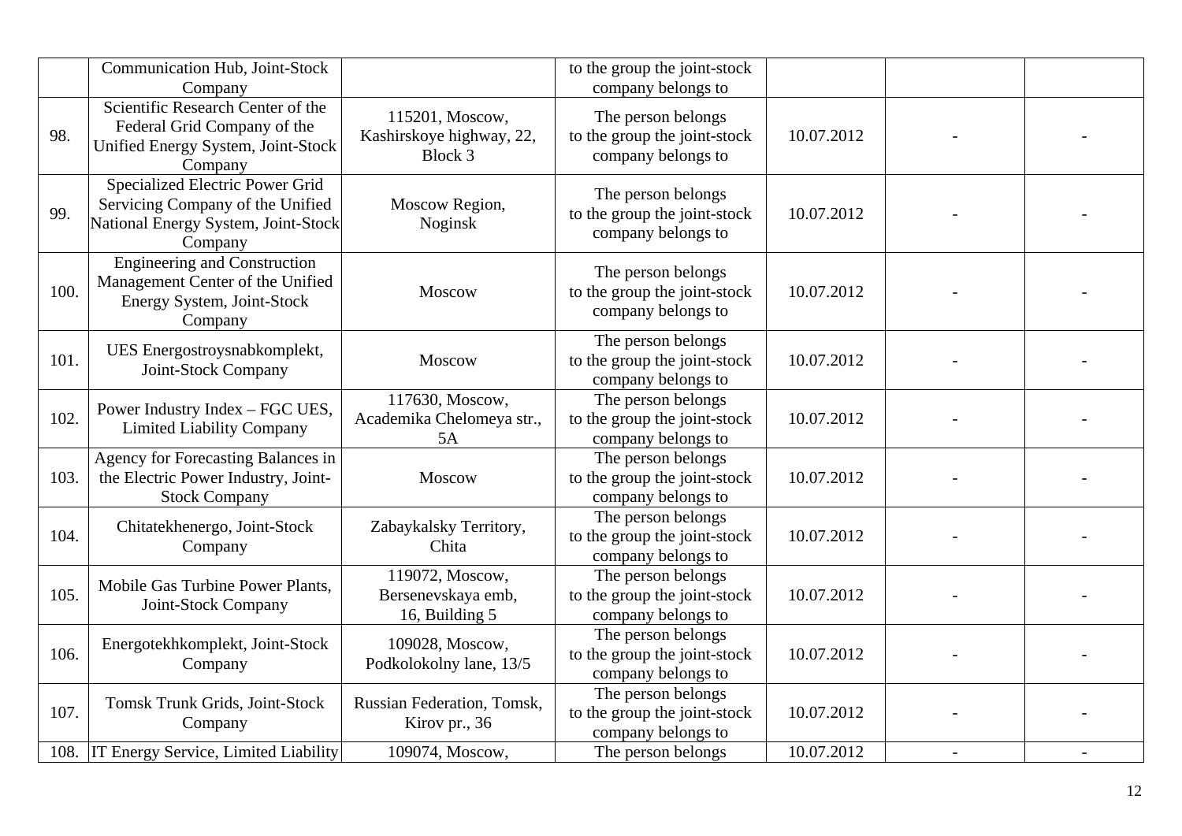| | | | | | | |
|---|---|---|---|---|---|---|
| | Communication Hub, Joint-Stock Company | | to the group the joint-stock company belongs to | | | |
| 98. | Scientific Research Center of the Federal Grid Company of the Unified Energy System, Joint-Stock Company | 115201, Moscow, Kashirskoye highway, 22, Block 3 | The person belongs to the group the joint-stock company belongs to | 10.07.2012 | - | - |
| 99. | Specialized Electric Power Grid Servicing Company of the Unified National Energy System, Joint-Stock Company | Moscow Region, Noginsk | The person belongs to the group the joint-stock company belongs to | 10.07.2012 | - | - |
| 100. | Engineering and Construction Management Center of the Unified Energy System, Joint-Stock Company | Moscow | The person belongs to the group the joint-stock company belongs to | 10.07.2012 | - | - |
| 101. | UES Energostroysnabkomplekt, Joint-Stock Company | Moscow | The person belongs to the group the joint-stock company belongs to | 10.07.2012 | - | - |
| 102. | Power Industry Index – FGC UES, Limited Liability Company | 117630, Moscow, Academika Chelomeya str., 5A | The person belongs to the group the joint-stock company belongs to | 10.07.2012 | - | - |
| 103. | Agency for Forecasting Balances in the Electric Power Industry, Joint-Stock Company | Moscow | The person belongs to the group the joint-stock company belongs to | 10.07.2012 | - | - |
| 104. | Chitatekhenergo, Joint-Stock Company | Zabaykalsky Territory, Chita | The person belongs to the group the joint-stock company belongs to | 10.07.2012 | - | - |
| 105. | Mobile Gas Turbine Power Plants, Joint-Stock Company | 119072, Moscow, Bersenevskaya emb, 16, Building 5 | The person belongs to the group the joint-stock company belongs to | 10.07.2012 | - | - |
| 106. | Energotekhkomplekt, Joint-Stock Company | 109028, Moscow, Podkolokolny lane, 13/5 | The person belongs to the group the joint-stock company belongs to | 10.07.2012 | - | - |
| 107. | Tomsk Trunk Grids, Joint-Stock Company | Russian Federation, Tomsk, Kirov pr., 36 | The person belongs to the group the joint-stock company belongs to | 10.07.2012 | - | - |
| 108. | IT Energy Service, Limited Liability | 109074, Moscow, | The person belongs | 10.07.2012 | - | - |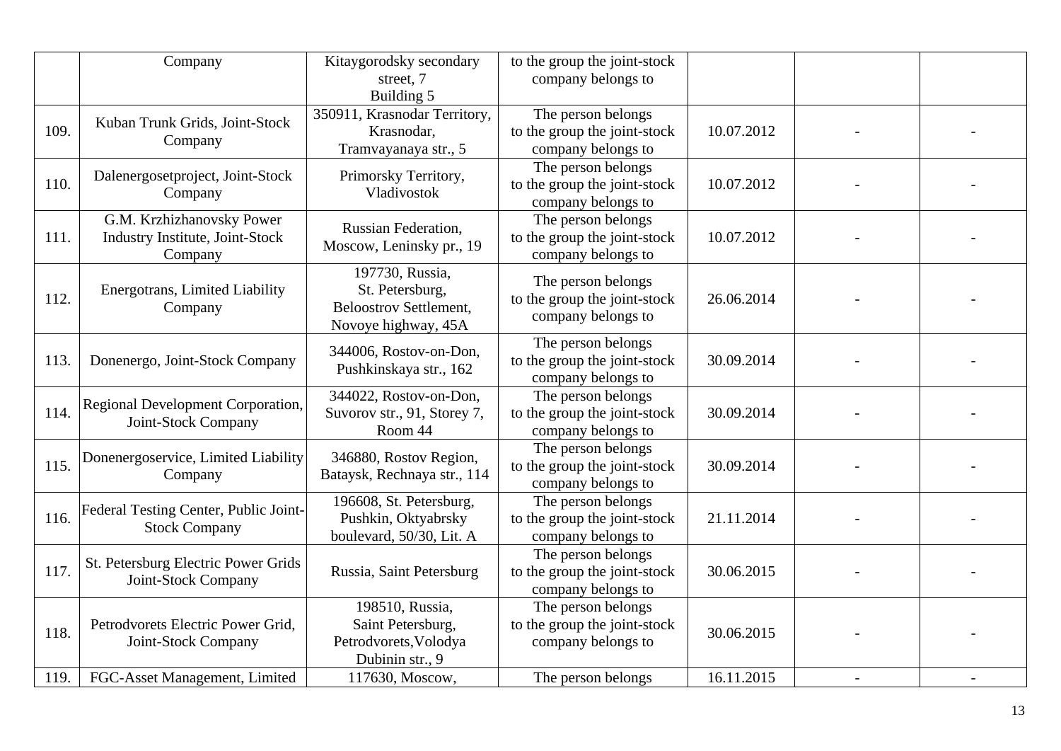| | | | | | | |
|---|---|---|---|---|---|---|
| | Company | Kitaygorodsky secondary street, 7 Building 5 | to the group the joint-stock company belongs to | | | |
| 109. | Kuban Trunk Grids, Joint-Stock Company | 350911, Krasnodar Territory, Krasnodar, Tramvayanaya str., 5 | The person belongs to the group the joint-stock company belongs to | 10.07.2012 | - | - |
| 110. | Dalenergosetproject, Joint-Stock Company | Primorsky Territory, Vladivostok | The person belongs to the group the joint-stock company belongs to | 10.07.2012 | - | - |
| 111. | G.M. Krzhizhanovsky Power Industry Institute, Joint-Stock Company | Russian Federation, Moscow, Leninsky pr., 19 | The person belongs to the group the joint-stock company belongs to | 10.07.2012 | - | - |
| 112. | Energotrans, Limited Liability Company | 197730, Russia, St. Petersburg, Beloostrov Settlement, Novoye highway, 45A | The person belongs to the group the joint-stock company belongs to | 26.06.2014 | - | - |
| 113. | Donenergo, Joint-Stock Company | 344006, Rostov-on-Don, Pushkinskaya str., 162 | The person belongs to the group the joint-stock company belongs to | 30.09.2014 | - | - |
| 114. | Regional Development Corporation, Joint-Stock Company | 344022, Rostov-on-Don, Suvorov str., 91, Storey 7, Room 44 | The person belongs to the group the joint-stock company belongs to | 30.09.2014 | - | - |
| 115. | Donenergoservice, Limited Liability Company | 346880, Rostov Region, Bataysk, Rechnaya str., 114 | The person belongs to the group the joint-stock company belongs to | 30.09.2014 | - | - |
| 116. | Federal Testing Center, Public Joint-Stock Company | 196608, St. Petersburg, Pushkin, Oktyabrsky boulevard, 50/30, Lit. A | The person belongs to the group the joint-stock company belongs to | 21.11.2014 | - | - |
| 117. | St. Petersburg Electric Power Grids Joint-Stock Company | Russia, Saint Petersburg | The person belongs to the group the joint-stock company belongs to | 30.06.2015 | - | - |
| 118. | Petrodvorets Electric Power Grid, Joint-Stock Company | 198510, Russia, Saint Petersburg, Petrodvorets,Volodya Dubinin str., 9 | The person belongs to the group the joint-stock company belongs to | 30.06.2015 | - | - |
| 119. | FGC-Asset Management, Limited | 117630, Moscow, | The person belongs | 16.11.2015 | - | - |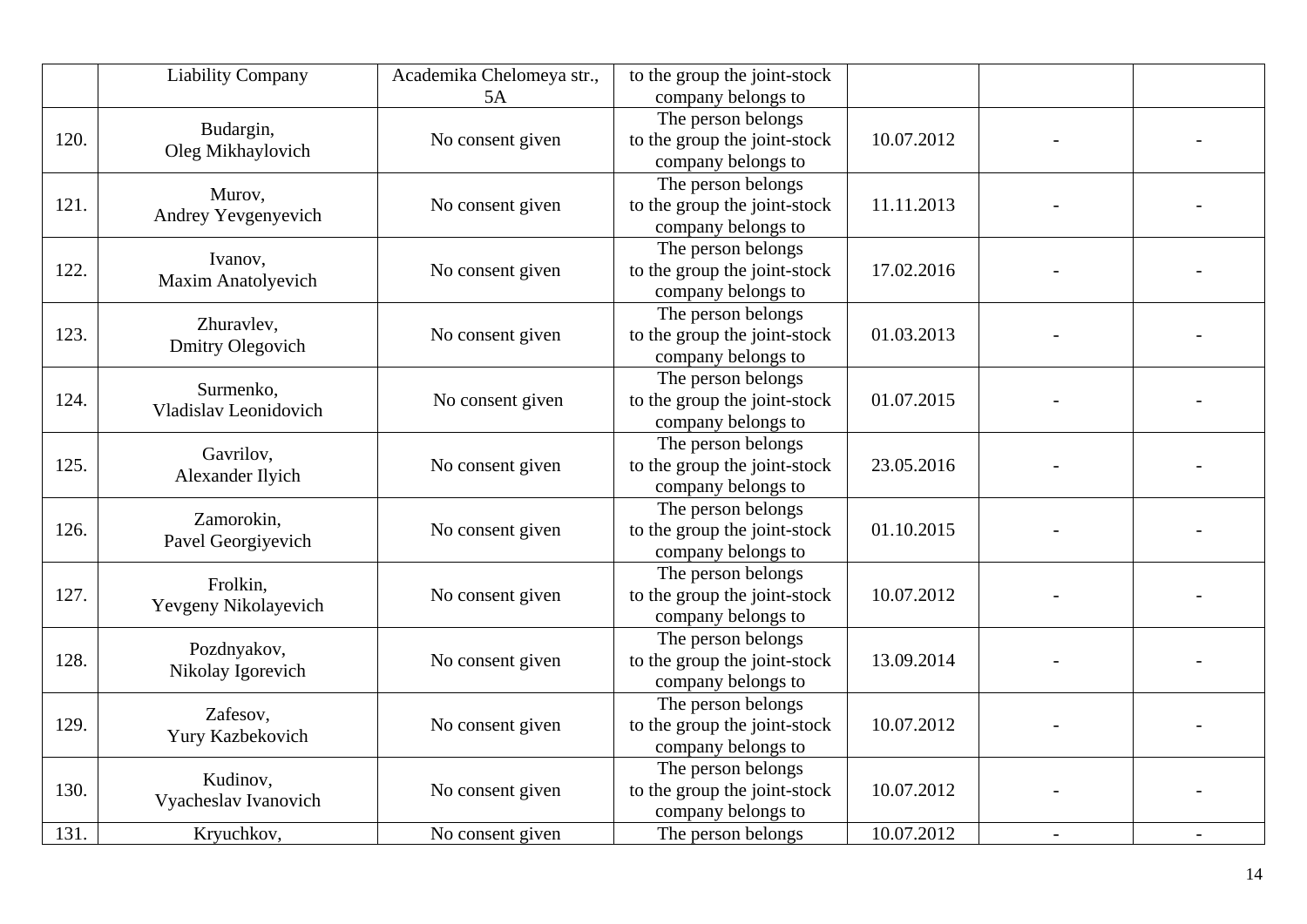|  |  |  |  |  |  |  |
|---|---|---|---|---|---|---|
|  | Liability Company | Academika Chelomeya str., 5A | to the group the joint-stock company belongs to |  |  |  |
| 120. | Budargin, Oleg Mikhaylovich | No consent given | The person belongs to the group the joint-stock company belongs to | 10.07.2012 | - | - |
| 121. | Murov, Andrey Yevgenyevich | No consent given | The person belongs to the group the joint-stock company belongs to | 11.11.2013 | - | - |
| 122. | Ivanov, Maxim Anatolyevich | No consent given | The person belongs to the group the joint-stock company belongs to | 17.02.2016 | - | - |
| 123. | Zhuravlev, Dmitry Olegovich | No consent given | The person belongs to the group the joint-stock company belongs to | 01.03.2013 | - | - |
| 124. | Surmenko, Vladislav Leonidovich | No consent given | The person belongs to the group the joint-stock company belongs to | 01.07.2015 | - | - |
| 125. | Gavrilov, Alexander Ilyich | No consent given | The person belongs to the group the joint-stock company belongs to | 23.05.2016 | - | - |
| 126. | Zamorokin, Pavel Georgiyevich | No consent given | The person belongs to the group the joint-stock company belongs to | 01.10.2015 | - | - |
| 127. | Frolkin, Yevgeny Nikolayevich | No consent given | The person belongs to the group the joint-stock company belongs to | 10.07.2012 | - | - |
| 128. | Pozdnyakov, Nikolay Igorevich | No consent given | The person belongs to the group the joint-stock company belongs to | 13.09.2014 | - | - |
| 129. | Zafesov, Yury Kazbekovich | No consent given | The person belongs to the group the joint-stock company belongs to | 10.07.2012 | - | - |
| 130. | Kudinov, Vyacheslav Ivanovich | No consent given | The person belongs to the group the joint-stock company belongs to | 10.07.2012 | - | - |
| 131. | Kryuchkov, | No consent given | The person belongs | 10.07.2012 | - | - |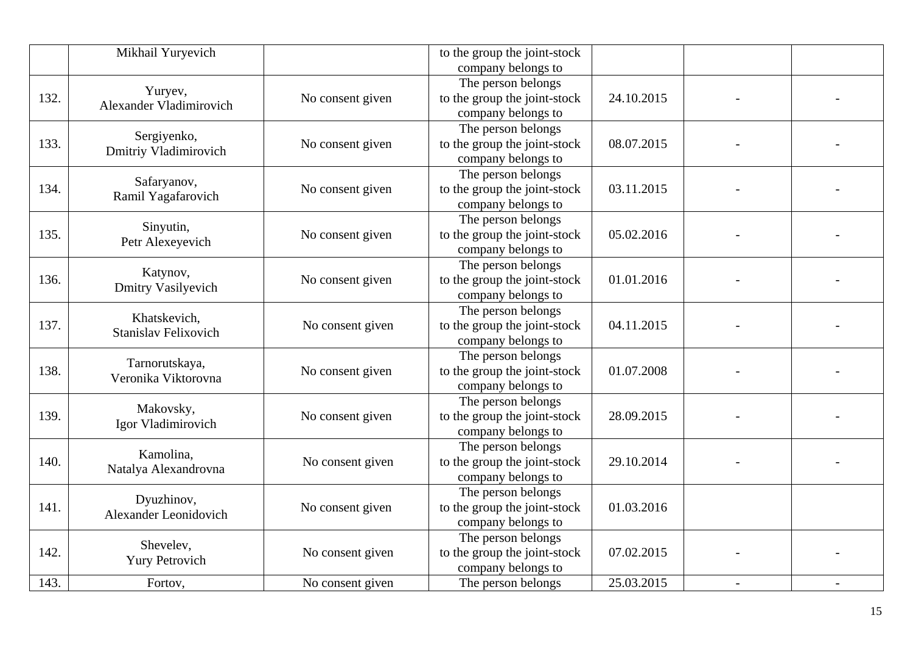|  |  |  |  |  |  |  |
|---|---|---|---|---|---|---|
|  | Mikhail Yuryevich |  | to the group the joint-stock company belongs to |  |  |  |
| 132. | Yuryev, Alexander Vladimirovich | No consent given | The person belongs to the group the joint-stock company belongs to | 24.10.2015 | - | - |
| 133. | Sergiyenko, Dmitriy Vladimirovich | No consent given | The person belongs to the group the joint-stock company belongs to | 08.07.2015 | - | - |
| 134. | Safaryanov, Ramil Yagafarovich | No consent given | The person belongs to the group the joint-stock company belongs to | 03.11.2015 | - | - |
| 135. | Sinyutin, Petr Alexeyevich | No consent given | The person belongs to the group the joint-stock company belongs to | 05.02.2016 | - | - |
| 136. | Katynov, Dmitry Vasilyevich | No consent given | The person belongs to the group the joint-stock company belongs to | 01.01.2016 | - | - |
| 137. | Khatskevich, Stanislav Felixovich | No consent given | The person belongs to the group the joint-stock company belongs to | 04.11.2015 | - | - |
| 138. | Tarnorutskaya, Veronika Viktorovna | No consent given | The person belongs to the group the joint-stock company belongs to | 01.07.2008 | - | - |
| 139. | Makovsky, Igor Vladimirovich | No consent given | The person belongs to the group the joint-stock company belongs to | 28.09.2015 | - | - |
| 140. | Kamolina, Natalya Alexandrovna | No consent given | The person belongs to the group the joint-stock company belongs to | 29.10.2014 | - | - |
| 141. | Dyuzhinov, Alexander Leonidovich | No consent given | The person belongs to the group the joint-stock company belongs to | 01.03.2016 |  |  |
| 142. | Shevelev, Yury Petrovich | No consent given | The person belongs to the group the joint-stock company belongs to | 07.02.2015 | - | - |
| 143. | Fortov, | No consent given | The person belongs | 25.03.2015 | - | - |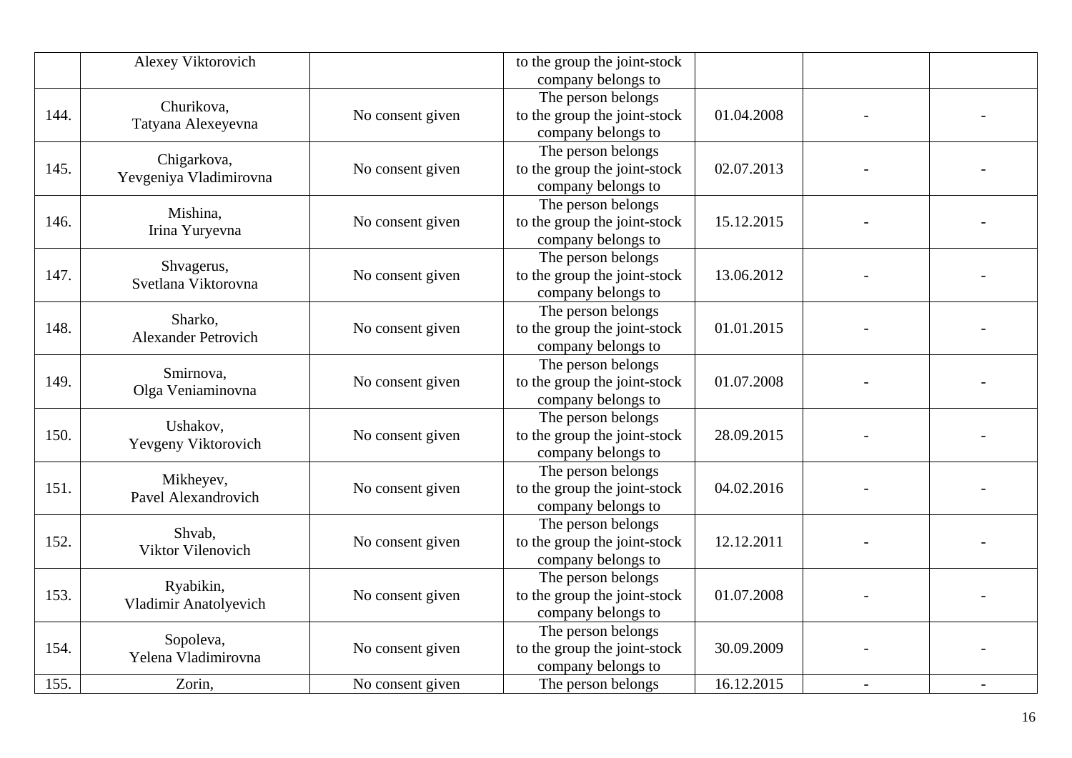|  |  |  |  |  |  |  |
|---|---|---|---|---|---|---|
|  | Alexey Viktorovich |  | to the group the joint-stock company belongs to |  |  |  |
| 144. | Churikova, Tatyana Alexeyevna | No consent given | The person belongs to the group the joint-stock company belongs to | 01.04.2008 | - | - |
| 145. | Chigarkova, Yevgeniya Vladimirovna | No consent given | The person belongs to the group the joint-stock company belongs to | 02.07.2013 | - | - |
| 146. | Mishina, Irina Yuryevna | No consent given | The person belongs to the group the joint-stock company belongs to | 15.12.2015 | - | - |
| 147. | Shvagerus, Svetlana Viktorovna | No consent given | The person belongs to the group the joint-stock company belongs to | 13.06.2012 | - | - |
| 148. | Sharko, Alexander Petrovich | No consent given | The person belongs to the group the joint-stock company belongs to | 01.01.2015 | - | - |
| 149. | Smirnova, Olga Veniaminovna | No consent given | The person belongs to the group the joint-stock company belongs to | 01.07.2008 | - | - |
| 150. | Ushakov, Yevgeny Viktorovich | No consent given | The person belongs to the group the joint-stock company belongs to | 28.09.2015 | - | - |
| 151. | Mikheyev, Pavel Alexandrovich | No consent given | The person belongs to the group the joint-stock company belongs to | 04.02.2016 | - | - |
| 152. | Shvab, Viktor Vilenovich | No consent given | The person belongs to the group the joint-stock company belongs to | 12.12.2011 | - | - |
| 153. | Ryabikin, Vladimir Anatolyevich | No consent given | The person belongs to the group the joint-stock company belongs to | 01.07.2008 | - | - |
| 154. | Sopoleva, Yelena Vladimirovna | No consent given | The person belongs to the group the joint-stock company belongs to | 30.09.2009 | - | - |
| 155. | Zorin, | No consent given | The person belongs | 16.12.2015 | - | - |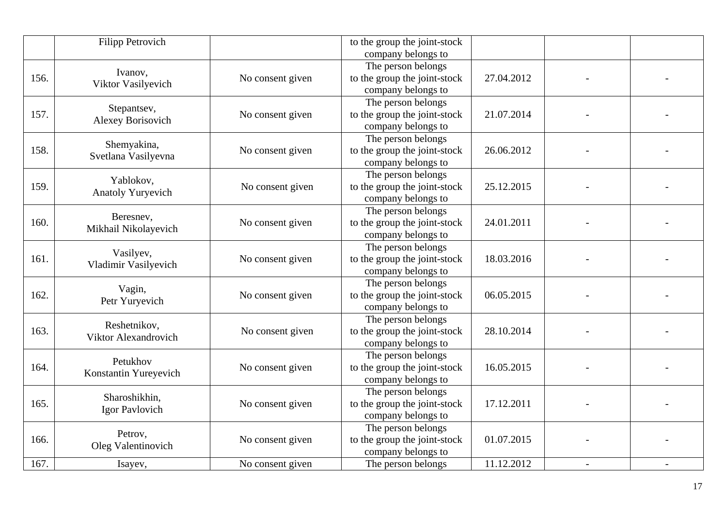|  | Filipp Petrovich |  | to the group the joint-stock company belongs to |  |  |  |
|---|---|---|---|---|---|---|
| 156. | Ivanov, Viktor Vasilyevich | No consent given | The person belongs to the group the joint-stock company belongs to | 27.04.2012 | - | - |
| 157. | Stepantsev, Alexey Borisovich | No consent given | The person belongs to the group the joint-stock company belongs to | 21.07.2014 | - | - |
| 158. | Shemyakina, Svetlana Vasilyevna | No consent given | The person belongs to the group the joint-stock company belongs to | 26.06.2012 | - | - |
| 159. | Yablokov, Anatoly Yuryevich | No consent given | The person belongs to the group the joint-stock company belongs to | 25.12.2015 | - | - |
| 160. | Beresnev, Mikhail Nikolayevich | No consent given | The person belongs to the group the joint-stock company belongs to | 24.01.2011 | - | - |
| 161. | Vasilyev, Vladimir Vasilyevich | No consent given | The person belongs to the group the joint-stock company belongs to | 18.03.2016 | - | - |
| 162. | Vagin, Petr Yuryevich | No consent given | The person belongs to the group the joint-stock company belongs to | 06.05.2015 | - | - |
| 163. | Reshetnikov, Viktor Alexandrovich | No consent given | The person belongs to the group the joint-stock company belongs to | 28.10.2014 | - | - |
| 164. | Petukhov Konstantin Yureyevich | No consent given | The person belongs to the group the joint-stock company belongs to | 16.05.2015 | - | - |
| 165. | Sharoshikhin, Igor Pavlovich | No consent given | The person belongs to the group the joint-stock company belongs to | 17.12.2011 | - | - |
| 166. | Petrov, Oleg Valentinovich | No consent given | The person belongs to the group the joint-stock company belongs to | 01.07.2015 | - | - |
| 167. | Isayev, | No consent given | The person belongs | 11.12.2012 | - | - |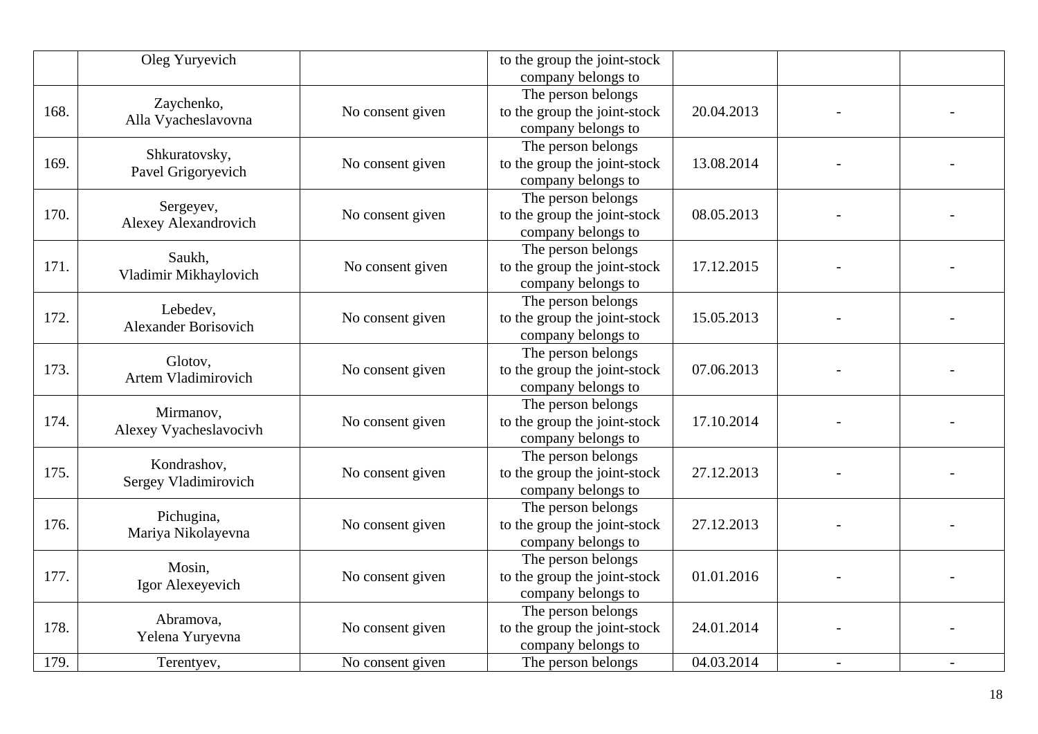| | | | | | | |
|---|---|---|---|---|---|---|
| | Oleg Yuryevich | | to the group the joint-stock company belongs to | | | |
| 168. | Zaychenko, Alla Vyacheslavovna | No consent given | The person belongs to the group the joint-stock company belongs to | 20.04.2013 | - | - |
| 169. | Shkuratovsky, Pavel Grigoryevich | No consent given | The person belongs to the group the joint-stock company belongs to | 13.08.2014 | - | - |
| 170. | Sergeyev, Alexey Alexandrovich | No consent given | The person belongs to the group the joint-stock company belongs to | 08.05.2013 | - | - |
| 171. | Saukh, Vladimir Mikhaylovich | No consent given | The person belongs to the group the joint-stock company belongs to | 17.12.2015 | - | - |
| 172. | Lebedev, Alexander Borisovich | No consent given | The person belongs to the group the joint-stock company belongs to | 15.05.2013 | - | - |
| 173. | Glotov, Artem Vladimirovich | No consent given | The person belongs to the group the joint-stock company belongs to | 07.06.2013 | - | - |
| 174. | Mirmanov, Alexey Vyacheslavocivh | No consent given | The person belongs to the group the joint-stock company belongs to | 17.10.2014 | - | - |
| 175. | Kondrashov, Sergey Vladimirovich | No consent given | The person belongs to the group the joint-stock company belongs to | 27.12.2013 | - | - |
| 176. | Pichugina, Mariya Nikolayevna | No consent given | The person belongs to the group the joint-stock company belongs to | 27.12.2013 | - | - |
| 177. | Mosin, Igor Alexeyevich | No consent given | The person belongs to the group the joint-stock company belongs to | 01.01.2016 | - | - |
| 178. | Abramova, Yelena Yuryevna | No consent given | The person belongs to the group the joint-stock company belongs to | 24.01.2014 | - | - |
| 179. | Terentyev, | No consent given | The person belongs | 04.03.2014 | - | - |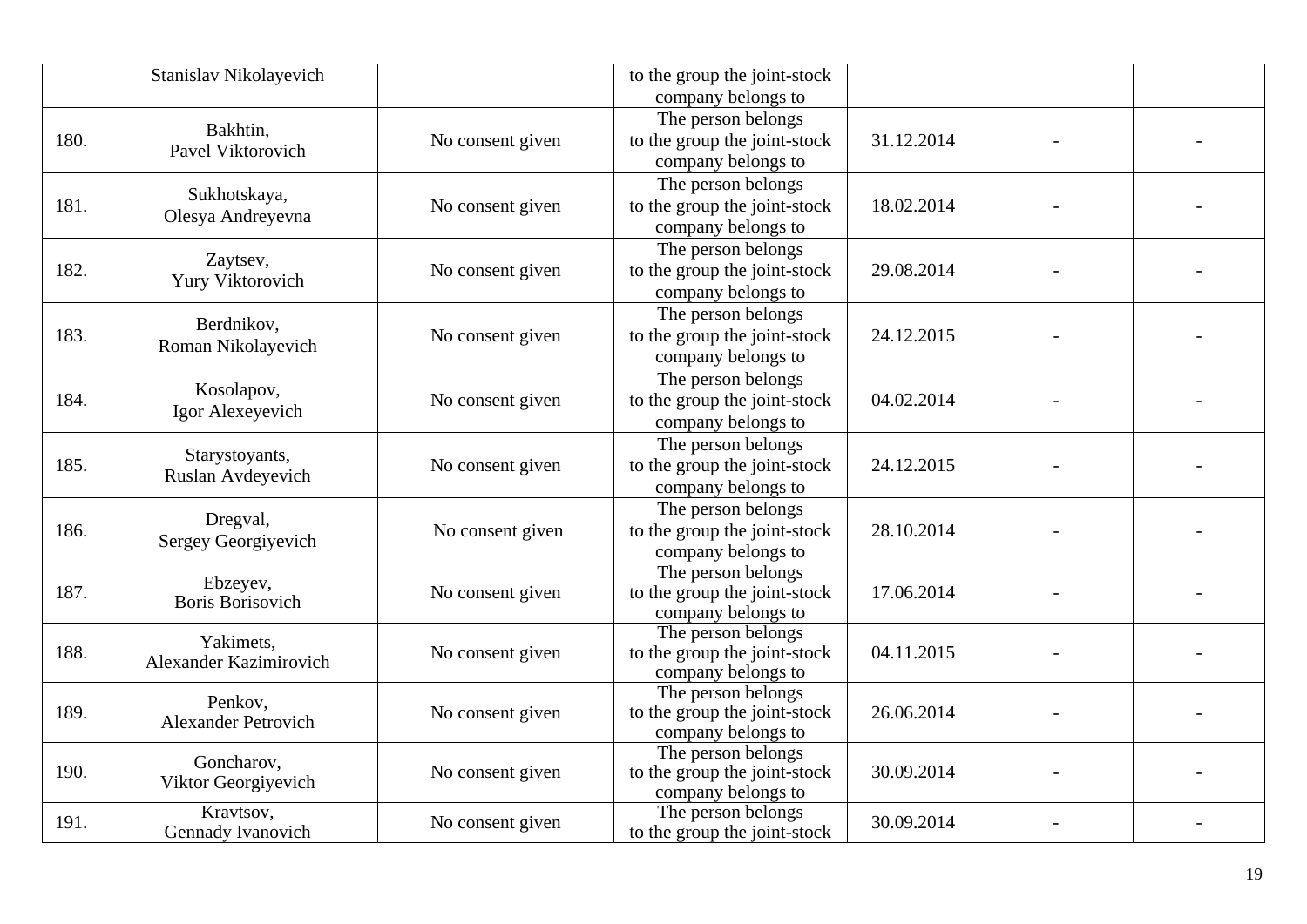| | | | | | | |
|---|---|---|---|---|---|---|
| | Stanislav Nikolayevich | | to the group the joint-stock company belongs to | | | |
| 180. | Bakhtin, Pavel Viktorovich | No consent given | The person belongs to the group the joint-stock company belongs to | 31.12.2014 | - | - |
| 181. | Sukhotskaya, Olesya Andreyevna | No consent given | The person belongs to the group the joint-stock company belongs to | 18.02.2014 | - | - |
| 182. | Zaytsev, Yury Viktorovich | No consent given | The person belongs to the group the joint-stock company belongs to | 29.08.2014 | - | - |
| 183. | Berdnikov, Roman Nikolayevich | No consent given | The person belongs to the group the joint-stock company belongs to | 24.12.2015 | - | - |
| 184. | Kosolapov, Igor Alexeyevich | No consent given | The person belongs to the group the joint-stock company belongs to | 04.02.2014 | - | - |
| 185. | Starystoyants, Ruslan Avdeyevich | No consent given | The person belongs to the group the joint-stock company belongs to | 24.12.2015 | - | - |
| 186. | Dregval, Sergey Georgiyevich | No consent given | The person belongs to the group the joint-stock company belongs to | 28.10.2014 | - | - |
| 187. | Ebzeyev, Boris Borisovich | No consent given | The person belongs to the group the joint-stock company belongs to | 17.06.2014 | - | - |
| 188. | Yakimets, Alexander Kazimirovich | No consent given | The person belongs to the group the joint-stock company belongs to | 04.11.2015 | - | - |
| 189. | Penkov, Alexander Petrovich | No consent given | The person belongs to the group the joint-stock company belongs to | 26.06.2014 | - | - |
| 190. | Goncharov, Viktor Georgiyevich | No consent given | The person belongs to the group the joint-stock company belongs to | 30.09.2014 | - | - |
| 191. | Kravtsov, Gennady Ivanovich | No consent given | The person belongs to the group the joint-stock | 30.09.2014 | - | - |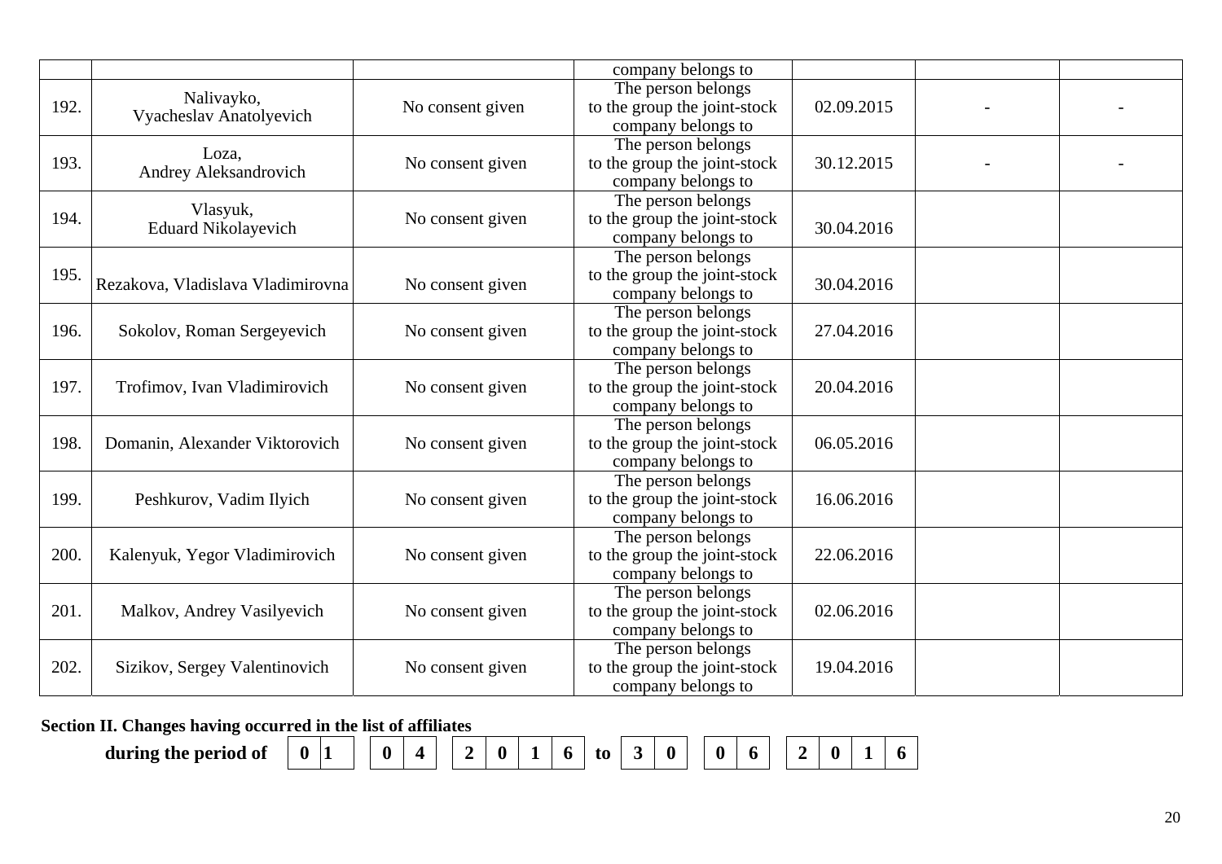| | | | company belongs to | | | |
|---|---|---|---|---|---|---|
| 192. | Nalivayko, Vyacheslav Anatolyevich | No consent given | The person belongs to the group the joint-stock company belongs to | 02.09.2015 | - | - |
| 193. | Loza, Andrey Aleksandrovich | No consent given | The person belongs to the group the joint-stock company belongs to | 30.12.2015 | - | - |
| 194. | Vlasyuk, Eduard Nikolayevich | No consent given | The person belongs to the group the joint-stock company belongs to | 30.04.2016 | | |
| 195. | Rezakova, Vladislava Vladimirovna | No consent given | The person belongs to the group the joint-stock company belongs to | 30.04.2016 | | |
| 196. | Sokolov, Roman Sergeyevich | No consent given | The person belongs to the group the joint-stock company belongs to | 27.04.2016 | | |
| 197. | Trofimov, Ivan Vladimirovich | No consent given | The person belongs to the group the joint-stock company belongs to | 20.04.2016 | | |
| 198. | Domanin, Alexander Viktorovich | No consent given | The person belongs to the group the joint-stock company belongs to | 06.05.2016 | | |
| 199. | Peshkurov, Vadim Ilyich | No consent given | The person belongs to the group the joint-stock company belongs to | 16.06.2016 | | |
| 200. | Kalenyuk, Yegor Vladimirovich | No consent given | The person belongs to the group the joint-stock company belongs to | 22.06.2016 | | |
| 201. | Malkov, Andrey Vasilyevich | No consent given | The person belongs to the group the joint-stock company belongs to | 02.06.2016 | | |
| 202. | Sizikov, Sergey Valentinovich | No consent given | The person belongs to the group the joint-stock company belongs to | 19.04.2016 | | |

**Section II. Changes having occurred in the list of affiliates**

**during the period of** | 0 | 1 | | 0 | 4 | | 2 | 0 | 1 | 6 | **to** | 3 | 0 | | 0 | 6 | | 2 | 0 | 1 | 6 |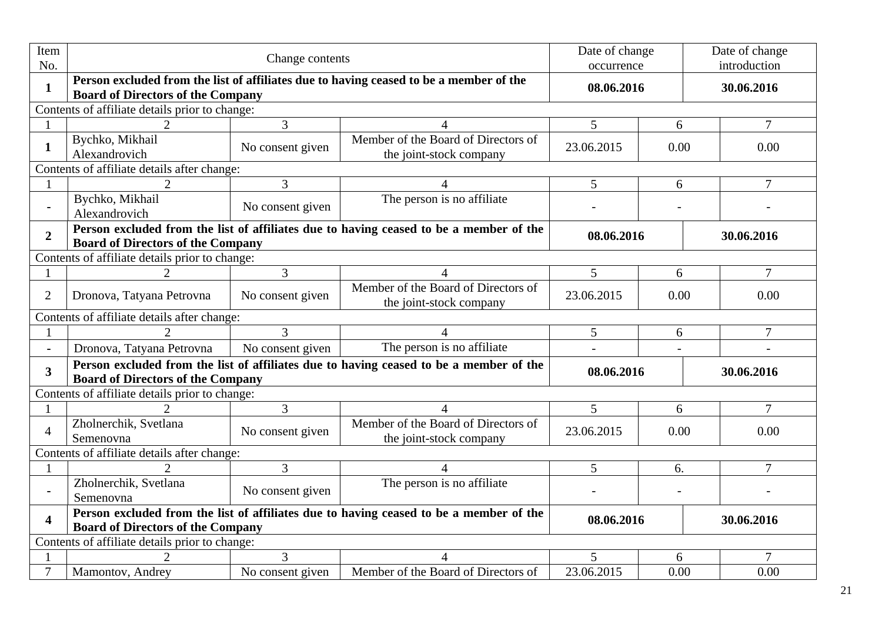| Item No. | Change contents | | | Date of change occurrence | | Date of change introduction |
|---|---|---|---|---|---|---|
| **1** | **Person excluded from the list of affiliates due to having ceased to be a member of the Board of Directors of the Company** | | | **08.06.2016** | | **30.06.2016** |
| Contents of affiliate details prior to change: | | | | | | |
| 1 | 2 | 3 | 4 | 5 | 6 | 7 |
| **1** | Bychko, Mikhail Alexandrovich | No consent given | Member of the Board of Directors of the joint-stock company | 23.06.2015 | 0.00 | 0.00 |
| Contents of affiliate details after change: | | | | | | |
| 1 | 2 | 3 | 4 | 5 | 6 | 7 |
| - | Bychko, Mikhail Alexandrovich | No consent given | The person is no affiliate | - | - | - |
| **2** | **Person excluded from the list of affiliates due to having ceased to be a member of the Board of Directors of the Company** | | | **08.06.2016** | | **30.06.2016** |
| Contents of affiliate details prior to change: | | | | | | |
| 1 | 2 | 3 | 4 | 5 | 6 | 7 |
| 2 | Dronova, Tatyana Petrovna | No consent given | Member of the Board of Directors of the joint-stock company | 23.06.2015 | 0.00 | 0.00 |
| Contents of affiliate details after change: | | | | | | |
| 1 | 2 | 3 | 4 | 5 | 6 | 7 |
| - | Dronova, Tatyana Petrovna | No consent given | The person is no affiliate | - | - | - |
| **3** | **Person excluded from the list of affiliates due to having ceased to be a member of the Board of Directors of the Company** | | | **08.06.2016** | | **30.06.2016** |
| Contents of affiliate details prior to change: | | | | | | |
| 1 | 2 | 3 | 4 | 5 | 6 | 7 |
| 4 | Zholnerchik, Svetlana Semenovna | No consent given | Member of the Board of Directors of the joint-stock company | 23.06.2015 | 0.00 | 0.00 |
| Contents of affiliate details after change: | | | | | | |
| 1 | 2 | 3 | 4 | 5 | 6. | 7 |
| - | Zholnerchik, Svetlana Semenovna | No consent given | The person is no affiliate | - | - | - |
| **4** | **Person excluded from the list of affiliates due to having ceased to be a member of the Board of Directors of the Company** | | | **08.06.2016** | | **30.06.2016** |
| Contents of affiliate details prior to change: | | | | | | |
| 1 | 2 | 3 | 4 | 5 | 6 | 7 |
| 7 | Mamontov, Andrey | No consent given | Member of the Board of Directors of | 23.06.2015 | 0.00 | 0.00 |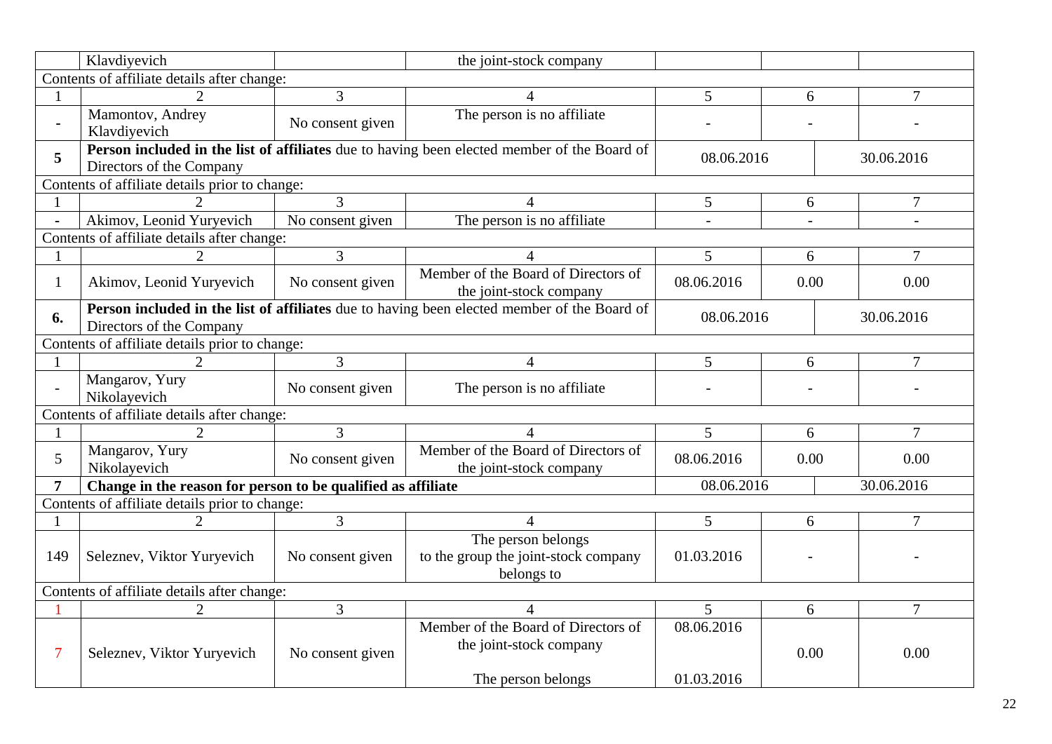|  | Klavdiyevich |  | the joint-stock company |  |  |  |
|---|---|---|---|---|---|---|
| Contents of affiliate details after change: | | | | | | |
| 1 | 2 | 3 | 4 | 5 | 6 | 7 |
| - | Mamontov, Andrey Klavdiyevich | No consent given | The person is no affiliate | - | - | - |
| **5** | **Person included in the list of affiliates** due to having been elected member of the Board of Directors of the Company | | | 08.06.2016 | | 30.06.2016 |
| Contents of affiliate details prior to change: | | | | | | |
| 1 | 2 | 3 | 4 | 5 | 6 | 7 |
| - | Akimov, Leonid Yuryevich | No consent given | The person is no affiliate | - | - | - |
| Contents of affiliate details after change: | | | | | | |
| 1 | 2 | 3 | 4 | 5 | 6 | 7 |
| 1 | Akimov, Leonid Yuryevich | No consent given | Member of the Board of Directors of the joint-stock company | 08.06.2016 | 0.00 | 0.00 |
| **6.** | **Person included in the list of affiliates** due to having been elected member of the Board of Directors of the Company | | | 08.06.2016 | | 30.06.2016 |
| Contents of affiliate details prior to change: | | | | | | |
| 1 | 2 | 3 | 4 | 5 | 6 | 7 |
| - | Mangarov, Yury Nikolayevich | No consent given | The person is no affiliate | - | - | - |
| Contents of affiliate details after change: | | | | | | |
| 1 | 2 | 3 | 4 | 5 | 6 | 7 |
| 5 | Mangarov, Yury Nikolayevich | No consent given | Member of the Board of Directors of the joint-stock company | 08.06.2016 | 0.00 | 0.00 |
| **7** | **Change in the reason for person to be qualified as affiliate** | | | 08.06.2016 | | 30.06.2016 |
| Contents of affiliate details prior to change: | | | | | | |
| 1 | 2 | 3 | 4 | 5 | 6 | 7 |
| 149 | Seleznev, Viktor Yuryevich | No consent given | The person belongs to the group the joint-stock company belongs to | 01.03.2016 | - | - |
| Contents of affiliate details after change: | | | | | | |
| 1 | 2 | 3 | 4 | 5 | 6 | 7 |
| 7 | Seleznev, Viktor Yuryevich | No consent given | Member of the Board of Directors of the joint-stock company<br><br>The person belongs | 08.06.2016<br><br>01.03.2016 | 0.00 | 0.00 |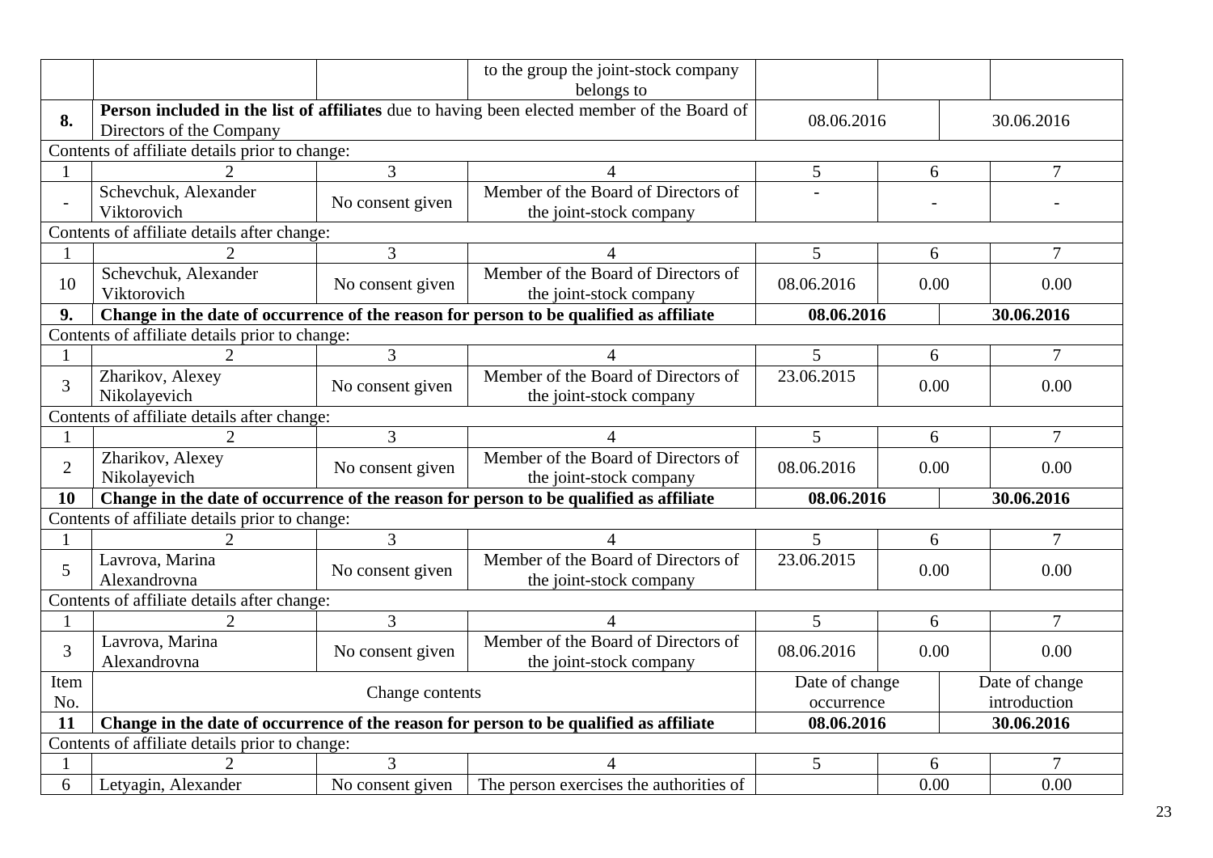| | | | | | | |
|---|---|---|---|---|---|---|
| | | | to the group the joint-stock company belongs to | | | |
| **8.** | **Person included in the list of affiliates** due to having been elected member of the Board of Directors of the Company | | | 08.06.2016 | | 30.06.2016 |
| Contents of affiliate details prior to change: | | | | | | |
| 1 | 2 | 3 | 4 | 5 | 6 | 7 |
| - | Schevchuk, Alexander Viktorovich | No consent given | Member of the Board of Directors of the joint-stock company | - | - | - |
| Contents of affiliate details after change: | | | | | | |
| 1 | 2 | 3 | 4 | 5 | 6 | 7 |
| 10 | Schevchuk, Alexander Viktorovich | No consent given | Member of the Board of Directors of the joint-stock company | 08.06.2016 | 0.00 | 0.00 |
| **9.** | **Change in the date of occurrence of the reason for person to be qualified as affiliate** | | | **08.06.2016** | | **30.06.2016** |
| Contents of affiliate details prior to change: | | | | | | |
| 1 | 2 | 3 | 4 | 5 | 6 | 7 |
| 3 | Zharikov, Alexey Nikolayevich | No consent given | Member of the Board of Directors of the joint-stock company | 23.06.2015 | 0.00 | 0.00 |
| Contents of affiliate details after change: | | | | | | |
| 1 | 2 | 3 | 4 | 5 | 6 | 7 |
| 2 | Zharikov, Alexey Nikolayevich | No consent given | Member of the Board of Directors of the joint-stock company | 08.06.2016 | 0.00 | 0.00 |
| **10** | **Change in the date of occurrence of the reason for person to be qualified as affiliate** | | | **08.06.2016** | | **30.06.2016** |
| Contents of affiliate details prior to change: | | | | | | |
| 1 | 2 | 3 | 4 | 5 | 6 | 7 |
| 5 | Lavrova, Marina Alexandrovna | No consent given | Member of the Board of Directors of the joint-stock company | 23.06.2015 | 0.00 | 0.00 |
| Contents of affiliate details after change: | | | | | | |
| 1 | 2 | 3 | 4 | 5 | 6 | 7 |
| 3 | Lavrova, Marina Alexandrovna | No consent given | Member of the Board of Directors of the joint-stock company | 08.06.2016 | 0.00 | 0.00 |
| Item No. | Change contents | | | Date of change occurrence | | Date of change introduction |
| **11** | **Change in the date of occurrence of the reason for person to be qualified as affiliate** | | | **08.06.2016** | | **30.06.2016** |
| Contents of affiliate details prior to change: | | | | | | |
| 1 | 2 | 3 | 4 | 5 | 6 | 7 |
| 6 | Letyagin, Alexander | No consent given | The person exercises the authorities of | | 0.00 | 0.00 |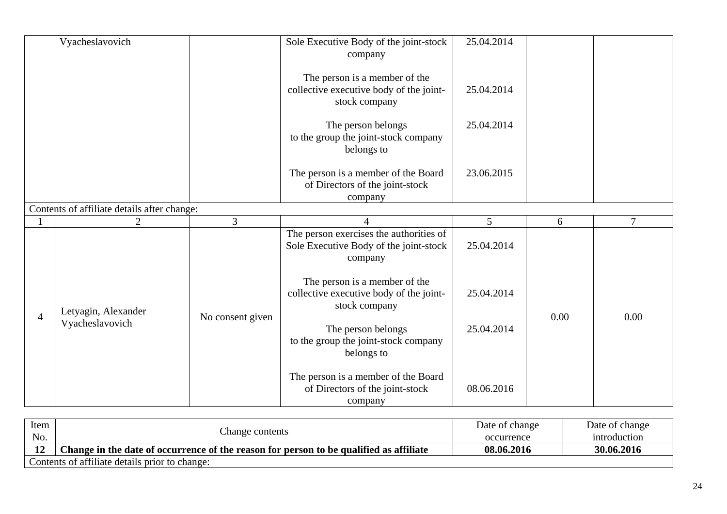| | Vyacheslavovich | | Sole Executive Body of the joint-stock company<br><br>The person is a member of the collective executive body of the joint-stock company<br><br>The person belongs to the group the joint-stock company belongs to<br><br>The person is a member of the Board of Directors of the joint-stock company | 25.04.2014<br><br>25.04.2014<br><br>25.04.2014<br><br>23.06.2015 | | |
|---|---|---|---|---|---|---|
| Contents of affiliate details after change: | | | | | | |
| 1 | 2 | 3 | 4 | 5 | 6 | 7 |
| 4 | Letyagin, Alexander Vyacheslavovich | No consent given | The person exercises the authorities of Sole Executive Body of the joint-stock company<br><br>The person is a member of the collective executive body of the joint-stock company<br><br>The person belongs to the group the joint-stock company belongs to<br><br>The person is a member of the Board of Directors of the joint-stock company | 25.04.2014<br><br>25.04.2014<br><br>25.04.2014<br><br>08.06.2016 | 0.00 | 0.00 |

| Item No. | Change contents | Date of change occurrence | Date of change introduction |
|---|---|---|---|
| **12** | **Change in the date of occurrence of the reason for person to be qualified as affiliate** | **08.06.2016** | **30.06.2016** |
| Contents of affiliate details prior to change: | | | |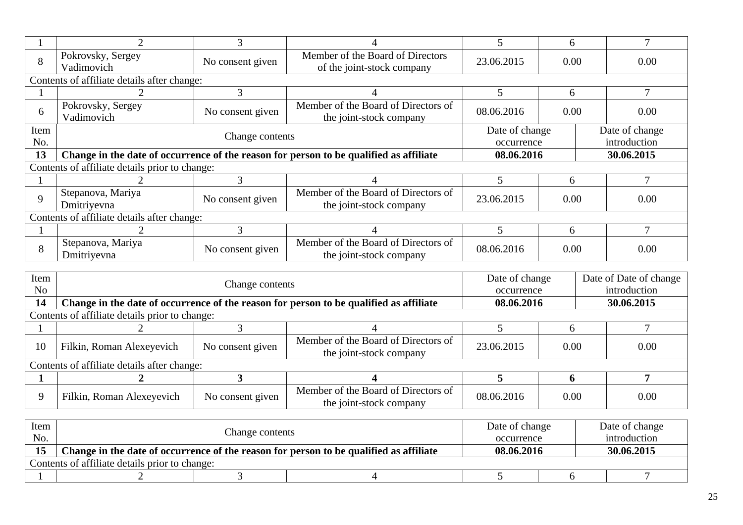| 1 | 2 | 3 | 4 | 5 | 6 | 7 |
|---|---|---|---|---|---|---|
| 8 | Pokrovsky, Sergey Vadimovich | No consent given | Member of the Board of Directors of the joint-stock company | 23.06.2015 | 0.00 | 0.00 |
| Contents of affiliate details after change: | | | | | | |
| 1 | 2 | 3 | 4 | 5 | 6 | 7 |
| 6 | Pokrovsky, Sergey Vadimovich | No consent given | Member of the Board of Directors of the joint-stock company | 08.06.2016 | 0.00 | 0.00 |

| Item No. | Change contents | Date of change occurrence | Date of change introduction |
|---|---|---|---|
| **13** | **Change in the date of occurrence of the reason for person to be qualified as affiliate** | **08.06.2016** | **30.06.2015** |

Contents of affiliate details prior to change:

| 1 | 2 | 3 | 4 | 5 | 6 | 7 |
|---|---|---|---|---|---|---|
| 9 | Stepanova, Mariya Dmitriyevna | No consent given | Member of the Board of Directors of the joint-stock company | 23.06.2015 | 0.00 | 0.00 |

Contents of affiliate details after change:

| 1 | 2 | 3 | 4 | 5 | 6 | 7 |
|---|---|---|---|---|---|---|
| 8 | Stepanova, Mariya Dmitriyevna | No consent given | Member of the Board of Directors of the joint-stock company | 08.06.2016 | 0.00 | 0.00 |

| Item No | Change contents | Date of change occurrence | Date of Date of change introduction |
|---|---|---|---|
| **14** | **Change in the date of occurrence of the reason for person to be qualified as affiliate** | **08.06.2016** | **30.06.2015** |

Contents of affiliate details prior to change:

| 1 | 2 | 3 | 4 | 5 | 6 | 7 |
|---|---|---|---|---|---|---|
| 10 | Filkin, Roman Alexeyevich | No consent given | Member of the Board of Directors of the joint-stock company | 23.06.2015 | 0.00 | 0.00 |

Contents of affiliate details after change:

| **1** | **2** | **3** | **4** | **5** | **6** | **7** |
|---|---|---|---|---|---|---|
| 9 | Filkin, Roman Alexeyevich | No consent given | Member of the Board of Directors of the joint-stock company | 08.06.2016 | 0.00 | 0.00 |

| Item No. | Change contents | Date of change occurrence | Date of change introduction |
|---|---|---|---|
| **15** | **Change in the date of occurrence of the reason for person to be qualified as affiliate** | **08.06.2016** | **30.06.2015** |

Contents of affiliate details prior to change:

| 1 | 2 | 3 | 4 | 5 | 6 | 7 |
|---|---|---|---|---|---|---|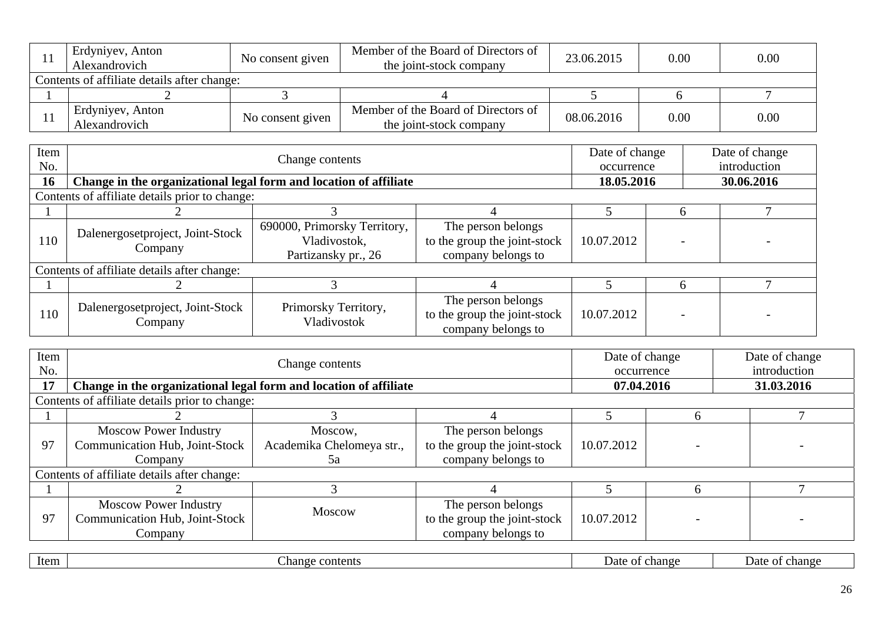| 11 | Erdyniyev, Anton Alexandrovich | No consent given | Member of the Board of Directors of the joint-stock company | 23.06.2015 | 0.00 | 0.00 |
|---|---|---|---|---|---|---|
| Contents of affiliate details after change: | | | | | | |
| 1 | 2 | 3 | 4 | 5 | 6 | 7 |
| 11 | Erdyniyev, Anton Alexandrovich | No consent given | Member of the Board of Directors of the joint-stock company | 08.06.2016 | 0.00 | 0.00 |

| Item No. | Change contents | | | Date of change occurrence | | Date of change introduction |
|---|---|---|---|---|---|---|
| **16** | **Change in the organizational legal form and location of affiliate** | | | **18.05.2016** | | **30.06.2016** |
| Contents of affiliate details prior to change: | | | | | | |
| 1 | 2 | 3 | 4 | 5 | 6 | 7 |
| 110 | Dalenergosetproject, Joint-Stock Company | 690000, Primorsky Territory, Vladivostok, Partizansky pr., 26 | The person belongs to the group the joint-stock company belongs to | 10.07.2012 | - | - |
| Contents of affiliate details after change: | | | | | | |
| 1 | 2 | 3 | 4 | 5 | 6 | 7 |
| 110 | Dalenergosetproject, Joint-Stock Company | Primorsky Territory, Vladivostok | The person belongs to the group the joint-stock company belongs to | 10.07.2012 | - | - |

| Item No. | Change contents | | | Date of change occurrence | | Date of change introduction |
|---|---|---|---|---|---|---|
| **17** | **Change in the organizational legal form and location of affiliate** | | | **07.04.2016** | | **31.03.2016** |
| Contents of affiliate details prior to change: | | | | | | |
| 1 | 2 | 3 | 4 | 5 | 6 | 7 |
| 97 | Moscow Power Industry Communication Hub, Joint-Stock Company | Moscow, Akademika Chelomeya str., 5a | The person belongs to the group the joint-stock company belongs to | 10.07.2012 | - | - |
| Contents of affiliate details after change: | | | | | | |
| 1 | 2 | 3 | 4 | 5 | 6 | 7 |
| 97 | Moscow Power Industry Communication Hub, Joint-Stock Company | Moscow | The person belongs to the group the joint-stock company belongs to | 10.07.2012 | - | - |

| Item | Change contents | Date of change | Date of change |
|---|---|---|---|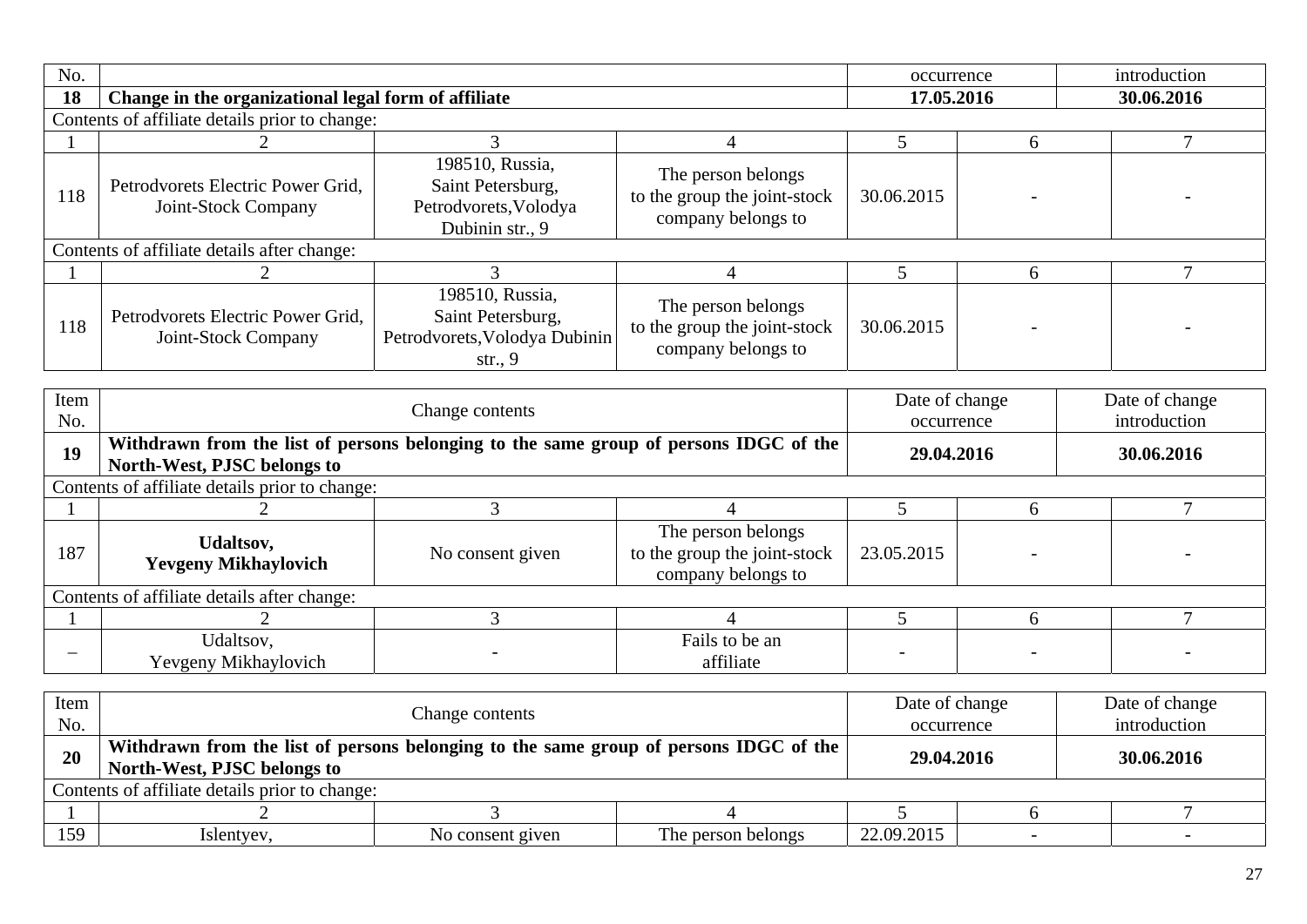| No. | | | | occurrence | | introduction |
|---|---|---|---|---|---|---|
| **18** | **Change in the organizational legal form of affiliate** | | | **17.05.2016** | | **30.06.2016** |
| Contents of affiliate details prior to change: | | | | | | |
| 1 | 2 | 3 | 4 | 5 | 6 | 7 |
| 118 | Petrodvorets Electric Power Grid, Joint-Stock Company | 198510, Russia, Saint Petersburg, Petrodvorets,Volodya Dubinin str., 9 | The person belongs to the group the joint-stock company belongs to | 30.06.2015 | - | - |
| Contents of affiliate details after change: | | | | | | |
| 1 | 2 | 3 | 4 | 5 | 6 | 7 |
| 118 | Petrodvorets Electric Power Grid, Joint-Stock Company | 198510, Russia, Saint Petersburg, Petrodvorets,Volodya Dubinin str., 9 | The person belongs to the group the joint-stock company belongs to | 30.06.2015 | - | - |

| Item No. | Change contents | | | Date of change occurrence | | Date of change introduction |
|---|---|---|---|---|---|---|
| **19** | **Withdrawn from the list of persons belonging to the same group of persons IDGC of the North-West, PJSC belongs to** | | | **29.04.2016** | | **30.06.2016** |
| Contents of affiliate details prior to change: | | | | | | |
| 1 | 2 | 3 | 4 | 5 | 6 | 7 |
| 187 | **Udaltsov, Yevgeny Mikhaylovich** | No consent given | The person belongs to the group the joint-stock company belongs to | 23.05.2015 | - | - |
| Contents of affiliate details after change: | | | | | | |
| 1 | 2 | 3 | 4 | 5 | 6 | 7 |
| – | Udaltsov, Yevgeny Mikhaylovich | - | Fails to be an affiliate | - | - | - |

| Item No. | Change contents | | | Date of change occurrence | | Date of change introduction |
|---|---|---|---|---|---|---|
| **20** | **Withdrawn from the list of persons belonging to the same group of persons IDGC of the North-West, PJSC belongs to** | | | **29.04.2016** | | **30.06.2016** |
| Contents of affiliate details prior to change: | | | | | | |
| 1 | 2 | 3 | 4 | 5 | 6 | 7 |
| 159 | Islentyev, | No consent given | The person belongs | 22.09.2015 | - | - |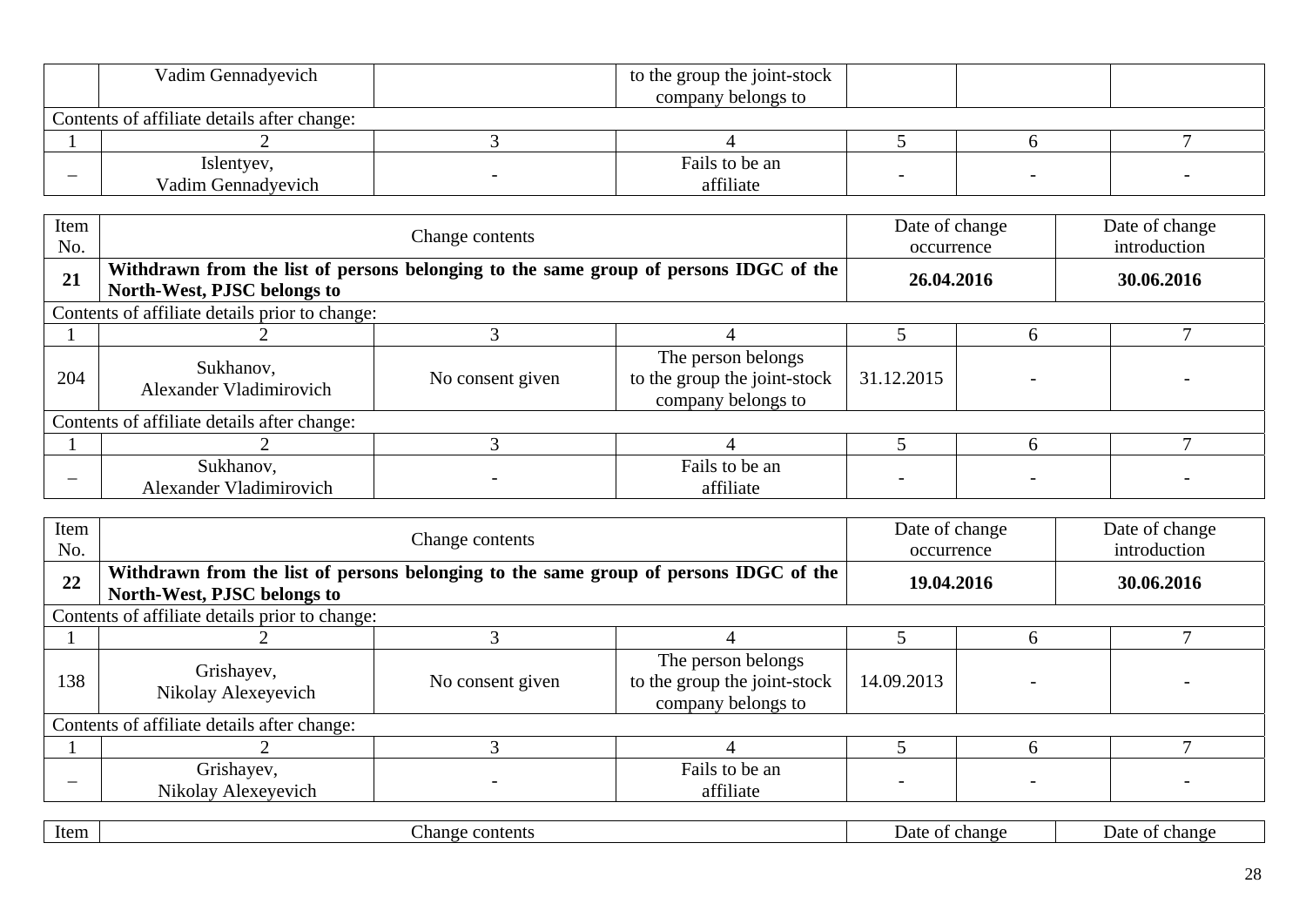| | Vadim Gennadyevich | | to the group the joint-stock company belongs to | | | |
|---|---|---|---|---|---|---|
| Contents of affiliate details after change: | | | | | | |
| 1 | 2 | 3 | 4 | 5 | 6 | 7 |
| – | Islentyev, Vadim Gennadyevich | - | Fails to be an affiliate | - | - | - |

| Item No. | Change contents | | | Date of change occurrence | | Date of change introduction |
|---|---|---|---|---|---|---|
| **21** | **Withdrawn from the list of persons belonging to the same group of persons IDGC of the North-West, PJSC belongs to** | | | **26.04.2016** | | **30.06.2016** |
| Contents of affiliate details prior to change: | | | | | | |
| 1 | 2 | 3 | 4 | 5 | 6 | 7 |
| 204 | Sukhanov, Alexander Vladimirovich | No consent given | The person belongs to the group the joint-stock company belongs to | 31.12.2015 | - | - |
| Contents of affiliate details after change: | | | | | | |
| 1 | 2 | 3 | 4 | 5 | 6 | 7 |
| – | Sukhanov, Alexander Vladimirovich | - | Fails to be an affiliate | - | - | - |

| Item No. | Change contents | | | Date of change occurrence | | Date of change introduction |
|---|---|---|---|---|---|---|
| **22** | **Withdrawn from the list of persons belonging to the same group of persons IDGC of the North-West, PJSC belongs to** | | | **19.04.2016** | | **30.06.2016** |
| Contents of affiliate details prior to change: | | | | | | |
| 1 | 2 | 3 | 4 | 5 | 6 | 7 |
| 138 | Grishayev, Nikolay Alexeyevich | No consent given | The person belongs to the group the joint-stock company belongs to | 14.09.2013 | - | - |
| Contents of affiliate details after change: | | | | | | |
| 1 | 2 | 3 | 4 | 5 | 6 | 7 |
| – | Grishayev, Nikolay Alexeyevich | - | Fails to be an affiliate | - | - | - |

| Item | Change contents | Date of change | Date of change |
|---|---|---|---|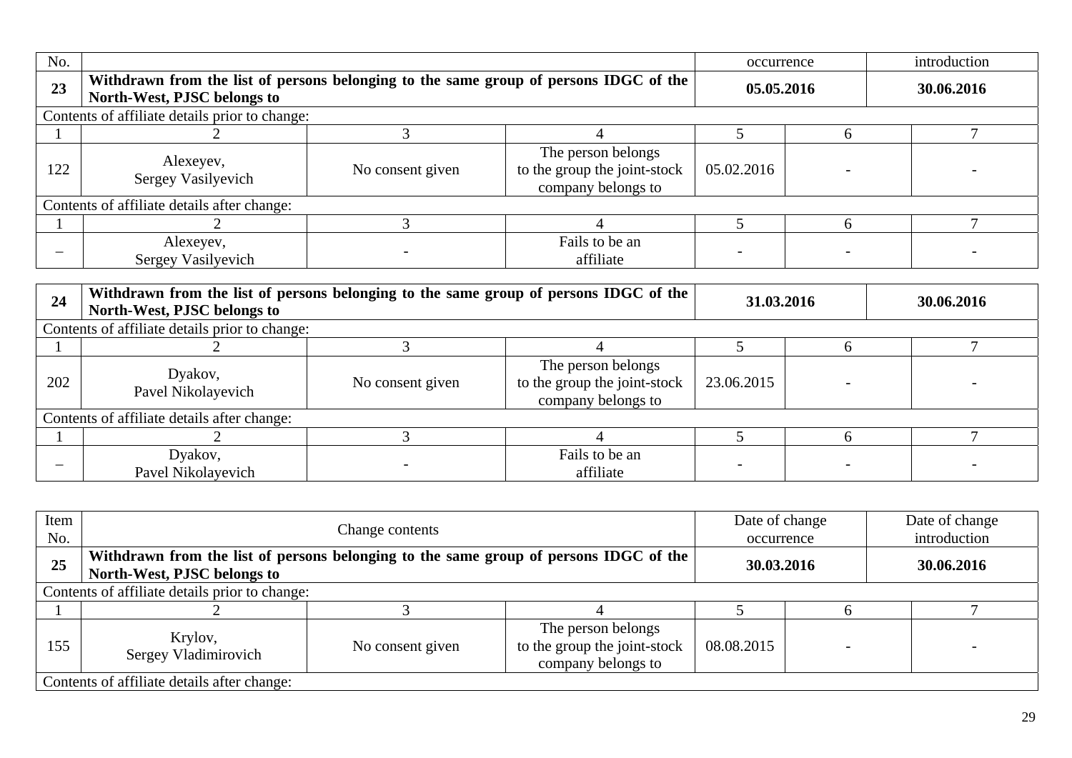| No. | | | | occurrence | | introduction |
|---|---|---|---|---|---|---|
| **23** | **Withdrawn from the list of persons belonging to the same group of persons IDGC of the North-West, PJSC belongs to** | | | **05.05.2016** | | **30.06.2016** |
| Contents of affiliate details prior to change: | | | | | | |
| 1 | 2 | 3 | 4 | 5 | 6 | 7 |
| 122 | Alexeyev, Sergey Vasilyevich | No consent given | The person belongs to the group the joint-stock company belongs to | 05.02.2016 | - | - |
| Contents of affiliate details after change: | | | | | | |
| 1 | 2 | 3 | 4 | 5 | 6 | 7 |
| – | Alexeyev, Sergey Vasilyevich | - | Fails to be an affiliate | - | - | - |

| **24** | **Withdrawn from the list of persons belonging to the same group of persons IDGC of the North-West, PJSC belongs to** | | | **31.03.2016** | | **30.06.2016** |
|---|---|---|---|---|---|---|
| Contents of affiliate details prior to change: | | | | | | |
| 1 | 2 | 3 | 4 | 5 | 6 | 7 |
| 202 | Dyakov, Pavel Nikolayevich | No consent given | The person belongs to the group the joint-stock company belongs to | 23.06.2015 | - | - |
| Contents of affiliate details after change: | | | | | | |
| 1 | 2 | 3 | 4 | 5 | 6 | 7 |
| – | Dyakov, Pavel Nikolayevich | - | Fails to be an affiliate | - | - | - |

| Item No. | Change contents | | | Date of change occurrence | | Date of change introduction |
|---|---|---|---|---|---|---|
| **25** | **Withdrawn from the list of persons belonging to the same group of persons IDGC of the North-West, PJSC belongs to** | | | **30.03.2016** | | **30.06.2016** |
| Contents of affiliate details prior to change: | | | | | | |
| 1 | 2 | 3 | 4 | 5 | 6 | 7 |
| 155 | Krylov, Sergey Vladimirovich | No consent given | The person belongs to the group the joint-stock company belongs to | 08.08.2015 | - | - |
| Contents of affiliate details after change: | | | | | | |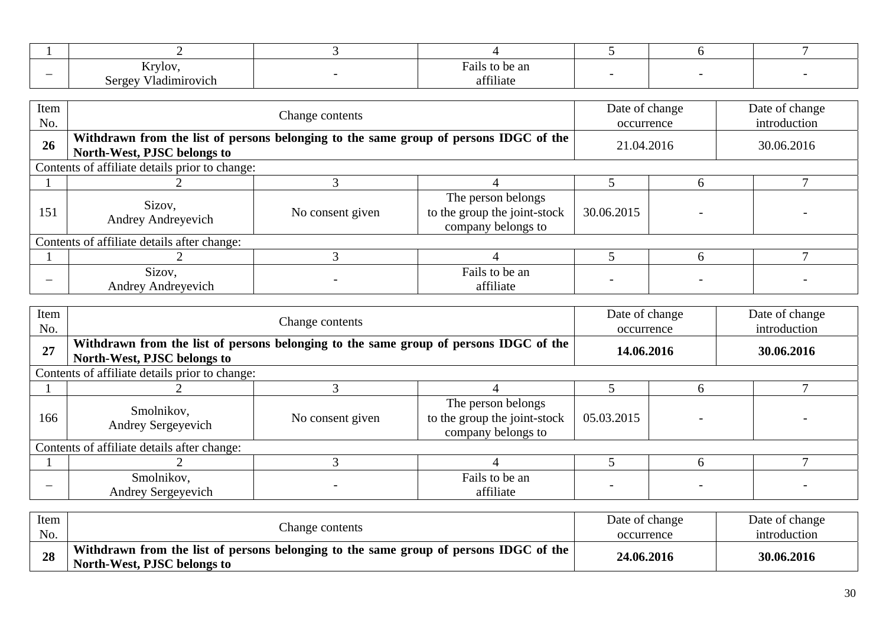| 1 | 2 | 3 | 4 | 5 | 6 | 7 |
|---|---|---|---|---|---|---|
| – | Krylov, Sergey Vladimirovich | - | Fails to be an affiliate | - | - | - |

| Item No. | Change contents | Date of change occurrence | Date of change introduction |
|---|---|---|---|
| **26** | **Withdrawn from the list of persons belonging to the same group of persons IDGC of the North-West, PJSC belongs to** | 21.04.2016 | 30.06.2016 |

Contents of affiliate details prior to change:

| 1 | 2 | 3 | 4 | 5 | 6 | 7 |
|---|---|---|---|---|---|---|
| 151 | Sizov, Andrey Andreyevich | No consent given | The person belongs to the group the joint-stock company belongs to | 30.06.2015 | - | - |

Contents of affiliate details after change:

| 1 | 2 | 3 | 4 | 5 | 6 | 7 |
|---|---|---|---|---|---|---|
| – | Sizov, Andrey Andreyevich | - | Fails to be an affiliate | - | - | - |

| Item No. | Change contents | Date of change occurrence | Date of change introduction |
|---|---|---|---|
| **27** | **Withdrawn from the list of persons belonging to the same group of persons IDGC of the North-West, PJSC belongs to** | **14.06.2016** | **30.06.2016** |

Contents of affiliate details prior to change:

| 1 | 2 | 3 | 4 | 5 | 6 | 7 |
|---|---|---|---|---|---|---|
| 166 | Smolnikov, Andrey Sergeyevich | No consent given | The person belongs to the group the joint-stock company belongs to | 05.03.2015 | - | - |

Contents of affiliate details after change:

| 1 | 2 | 3 | 4 | 5 | 6 | 7 |
|---|---|---|---|---|---|---|
| – | Smolnikov, Andrey Sergeyevich | - | Fails to be an affiliate | - | - | - |

| Item No. | Change contents | Date of change occurrence | Date of change introduction |
|---|---|---|---|
| **28** | **Withdrawn from the list of persons belonging to the same group of persons IDGC of the North-West, PJSC belongs to** | **24.06.2016** | **30.06.2016** |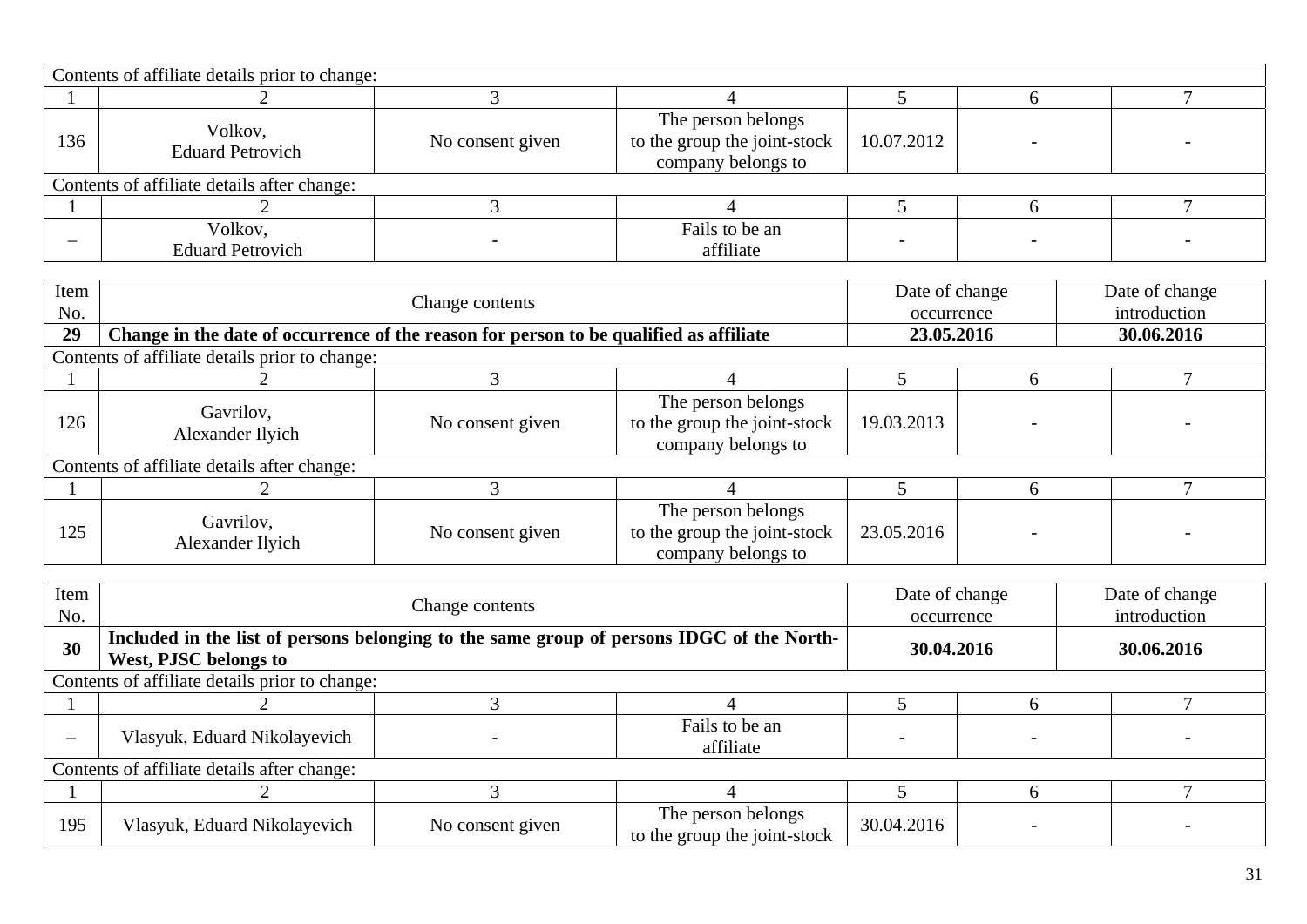| Contents of affiliate details prior to change: | | | | | | |
|---|---|---|---|---|---|---|
| 1 | 2 | 3 | 4 | 5 | 6 | 7 |
| 136 | Volkov, Eduard Petrovich | No consent given | The person belongs to the group the joint-stock company belongs to | 10.07.2012 | - | - |
| Contents of affiliate details after change: | | | | | | |
| 1 | 2 | 3 | 4 | 5 | 6 | 7 |
| – | Volkov, Eduard Petrovich | - | Fails to be an affiliate | - | - | - |

| Item No. | Change contents | Date of change occurrence | Date of change introduction |
|---|---|---|---|
| **29** | **Change in the date of occurrence of the reason for person to be qualified as affiliate** | **23.05.2016** | **30.06.2016** |

| Contents of affiliate details prior to change: | | | | | | |
|---|---|---|---|---|---|---|
| 1 | 2 | 3 | 4 | 5 | 6 | 7 |
| 126 | Gavrilov, Alexander Ilyich | No consent given | The person belongs to the group the joint-stock company belongs to | 19.03.2013 | - | - |
| Contents of affiliate details after change: | | | | | | |
| 1 | 2 | 3 | 4 | 5 | 6 | 7 |
| 125 | Gavrilov, Alexander Ilyich | No consent given | The person belongs to the group the joint-stock company belongs to | 23.05.2016 | - | - |

| Item No. | Change contents | Date of change occurrence | Date of change introduction |
|---|---|---|---|
| **30** | **Included in the list of persons belonging to the same group of persons IDGC of the North-West, PJSC belongs to** | **30.04.2016** | **30.06.2016** |

| Contents of affiliate details prior to change: | | | | | | |
|---|---|---|---|---|---|---|
| 1 | 2 | 3 | 4 | 5 | 6 | 7 |
| – | Vlasyuk, Eduard Nikolayevich | - | Fails to be an affiliate | - | - | - |
| Contents of affiliate details after change: | | | | | | |
| 1 | 2 | 3 | 4 | 5 | 6 | 7 |
| 195 | Vlasyuk, Eduard Nikolayevich | No consent given | The person belongs to the group the joint-stock | 30.04.2016 | - | - |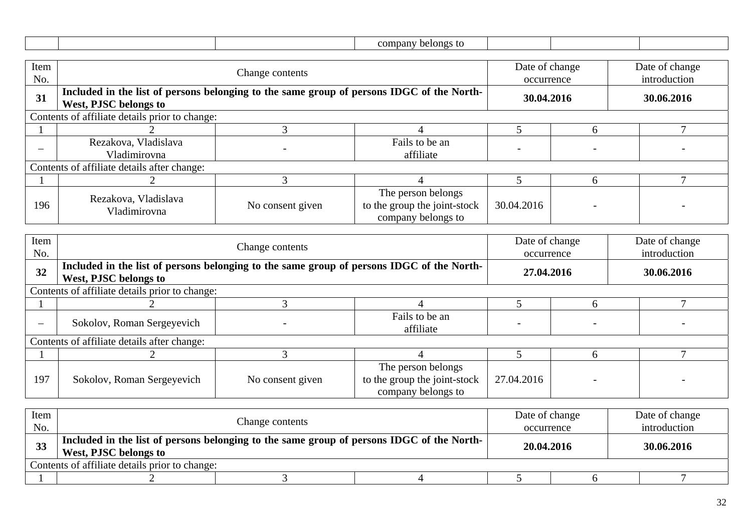| | | | company belongs to | | | |
|---|---|---|---|---|---|---|

| Item No. | Change contents | | | Date of change occurrence | | Date of change introduction |
|---|---|---|---|---|---|---|
| **31** | **Included in the list of persons belonging to the same group of persons IDGC of the North-West, PJSC belongs to** | | | **30.04.2016** | | **30.06.2016** |
| Contents of affiliate details prior to change: | | | | | | |
| 1 | 2 | 3 | 4 | 5 | 6 | 7 |
| – | Rezakova, Vladislava Vladimirovna | - | Fails to be an affiliate | - | - | - |
| Contents of affiliate details after change: | | | | | | |
| 1 | 2 | 3 | 4 | 5 | 6 | 7 |
| 196 | Rezakova, Vladislava Vladimirovna | No consent given | The person belongs to the group the joint-stock company belongs to | 30.04.2016 | - | - |

| Item No. | Change contents | | | Date of change occurrence | | Date of change introduction |
|---|---|---|---|---|---|---|
| **32** | **Included in the list of persons belonging to the same group of persons IDGC of the North-West, PJSC belongs to** | | | **27.04.2016** | | **30.06.2016** |
| Contents of affiliate details prior to change: | | | | | | |
| 1 | 2 | 3 | 4 | 5 | 6 | 7 |
| – | Sokolov, Roman Sergeyevich | - | Fails to be an affiliate | - | - | - |
| Contents of affiliate details after change: | | | | | | |
| 1 | 2 | 3 | 4 | 5 | 6 | 7 |
| 197 | Sokolov, Roman Sergeyevich | No consent given | The person belongs to the group the joint-stock company belongs to | 27.04.2016 | - | - |

| Item No. | Change contents | | | Date of change occurrence | | Date of change introduction |
|---|---|---|---|---|---|---|
| **33** | **Included in the list of persons belonging to the same group of persons IDGC of the North-West, PJSC belongs to** | | | **20.04.2016** | | **30.06.2016** |
| Contents of affiliate details prior to change: | | | | | | |
| 1 | 2 | 3 | 4 | 5 | 6 | 7 |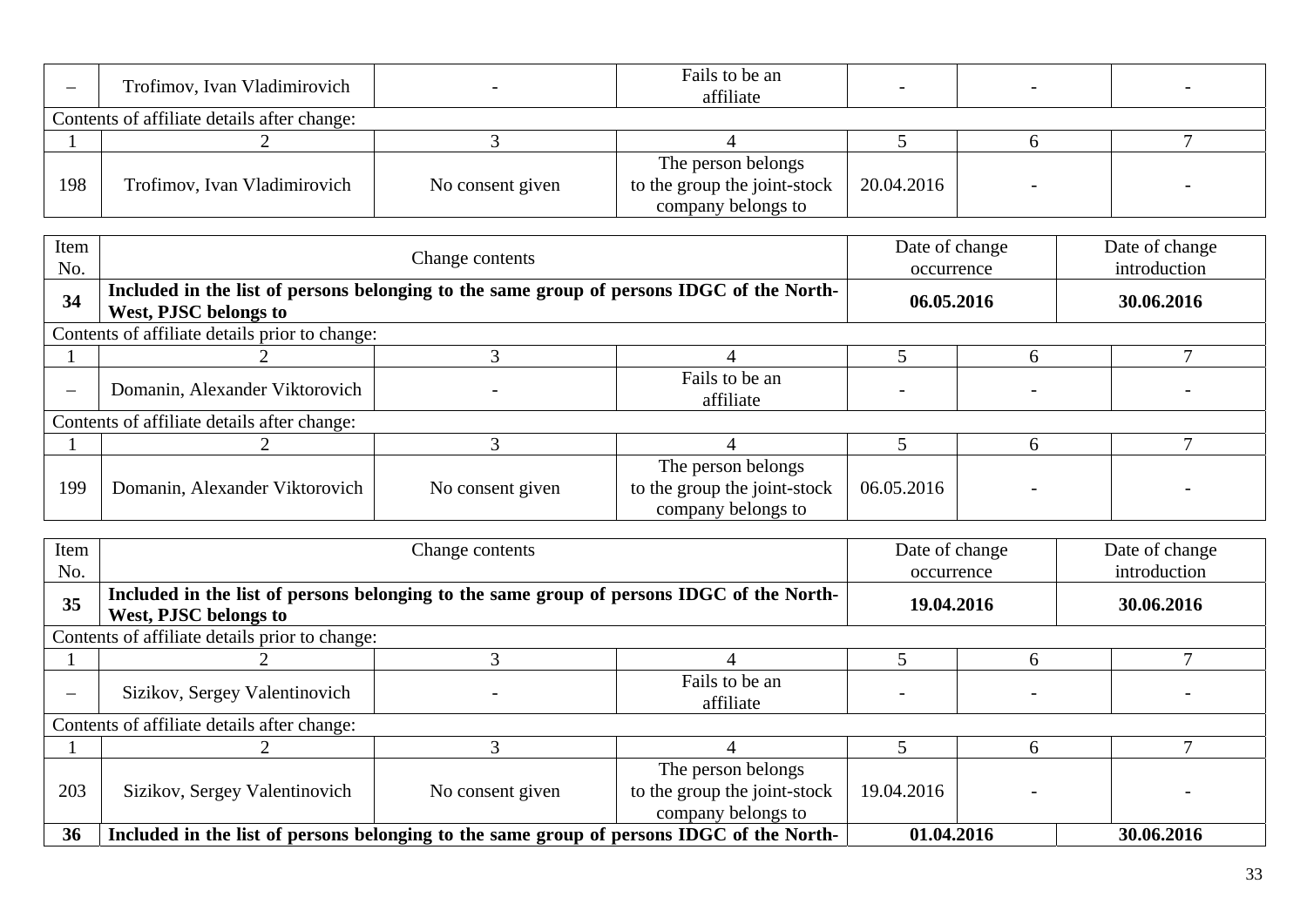| – | Trofimov, Ivan Vladimirovich | - | Fails to be an affiliate | - | - | - |
|---|---|---|---|---|---|---|
| Contents of affiliate details after change: | | | | | | |
| 1 | 2 | 3 | 4 | 5 | 6 | 7 |
| 198 | Trofimov, Ivan Vladimirovich | No consent given | The person belongs to the group the joint-stock company belongs to | 20.04.2016 | - | - |

| Item No. | Change contents | Date of change occurrence | Date of change introduction |
|---|---|---|---|
| **34** | **Included in the list of persons belonging to the same group of persons IDGC of the North-West, PJSC belongs to** | **06.05.2016** | **30.06.2016** |

| Contents of affiliate details prior to change: | | | | | | |
|---|---|---|---|---|---|---|
| 1 | 2 | 3 | 4 | 5 | 6 | 7 |
| – | Domanin, Alexander Viktorovich | - | Fails to be an affiliate | - | - | - |
| Contents of affiliate details after change: | | | | | | |
| 1 | 2 | 3 | 4 | 5 | 6 | 7 |
| 199 | Domanin, Alexander Viktorovich | No consent given | The person belongs to the group the joint-stock company belongs to | 06.05.2016 | - | - |

| Item No. | Change contents | Date of change occurrence | Date of change introduction |
|---|---|---|---|
| **35** | **Included in the list of persons belonging to the same group of persons IDGC of the North-West, PJSC belongs to** | **19.04.2016** | **30.06.2016** |

| Contents of affiliate details prior to change: | | | | | | |
|---|---|---|---|---|---|---|
| 1 | 2 | 3 | 4 | 5 | 6 | 7 |
| – | Sizikov, Sergey Valentinovich | - | Fails to be an affiliate | - | - | - |
| Contents of affiliate details after change: | | | | | | |
| 1 | 2 | 3 | 4 | 5 | 6 | 7 |
| 203 | Sizikov, Sergey Valentinovich | No consent given | The person belongs to the group the joint-stock company belongs to | 19.04.2016 | - | - |

| **36** | **Included in the list of persons belonging to the same group of persons IDGC of the North-** | **01.04.2016** | **30.06.2016** |
|---|---|---|---|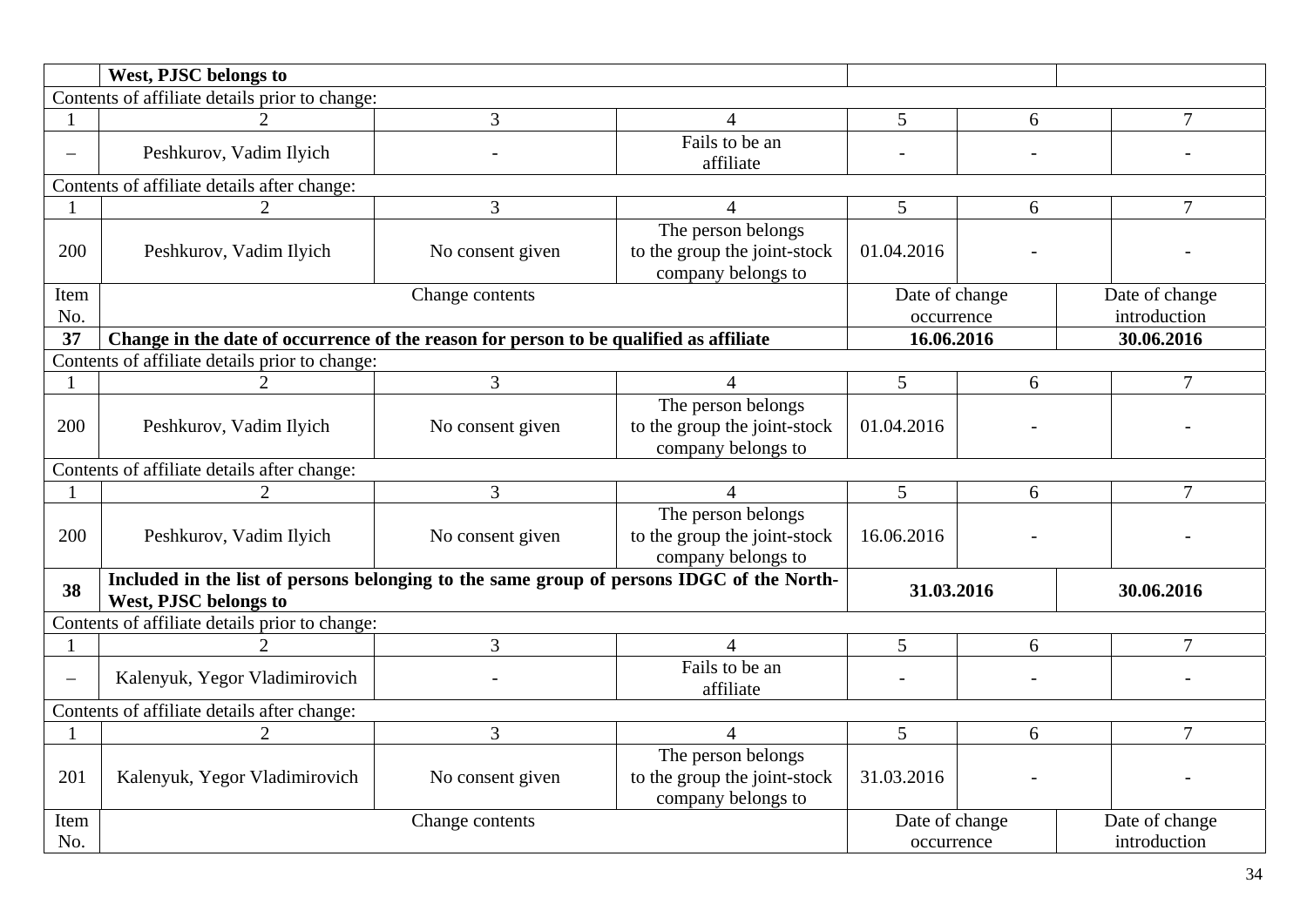| | West, PJSC belongs to | | | | | |
|---|---|---|---|---|---|---|
| Contents of affiliate details prior to change: | | | | | | |
| 1 | 2 | 3 | 4 | 5 | 6 | 7 |
| – | Peshkurov, Vadim Ilyich | - | Fails to be an affiliate | - | - | - |
| Contents of affiliate details after change: | | | | | | |
| 1 | 2 | 3 | 4 | 5 | 6 | 7 |
| 200 | Peshkurov, Vadim Ilyich | No consent given | The person belongs to the group the joint-stock company belongs to | 01.04.2016 | - | - |
| Item No. | Change contents | | | Date of change occurrence | | Date of change introduction |
| **37** | **Change in the date of occurrence of the reason for person to be qualified as affiliate** | | | **16.06.2016** | | **30.06.2016** |
| Contents of affiliate details prior to change: | | | | | | |
| 1 | 2 | 3 | 4 | 5 | 6 | 7 |
| 200 | Peshkurov, Vadim Ilyich | No consent given | The person belongs to the group the joint-stock company belongs to | 01.04.2016 | - | - |
| Contents of affiliate details after change: | | | | | | |
| 1 | 2 | 3 | 4 | 5 | 6 | 7 |
| 200 | Peshkurov, Vadim Ilyich | No consent given | The person belongs to the group the joint-stock company belongs to | 16.06.2016 | - | - |
| **38** | **Included in the list of persons belonging to the same group of persons IDGC of the North-West, PJSC belongs to** | | | **31.03.2016** | | **30.06.2016** |
| Contents of affiliate details prior to change: | | | | | | |
| 1 | 2 | 3 | 4 | 5 | 6 | 7 |
| – | Kalenyuk, Yegor Vladimirovich | - | Fails to be an affiliate | - | - | - |
| Contents of affiliate details after change: | | | | | | |
| 1 | 2 | 3 | 4 | 5 | 6 | 7 |
| 201 | Kalenyuk, Yegor Vladimirovich | No consent given | The person belongs to the group the joint-stock company belongs to | 31.03.2016 | - | - |
| Item No. | Change contents | | | Date of change occurrence | | Date of change introduction |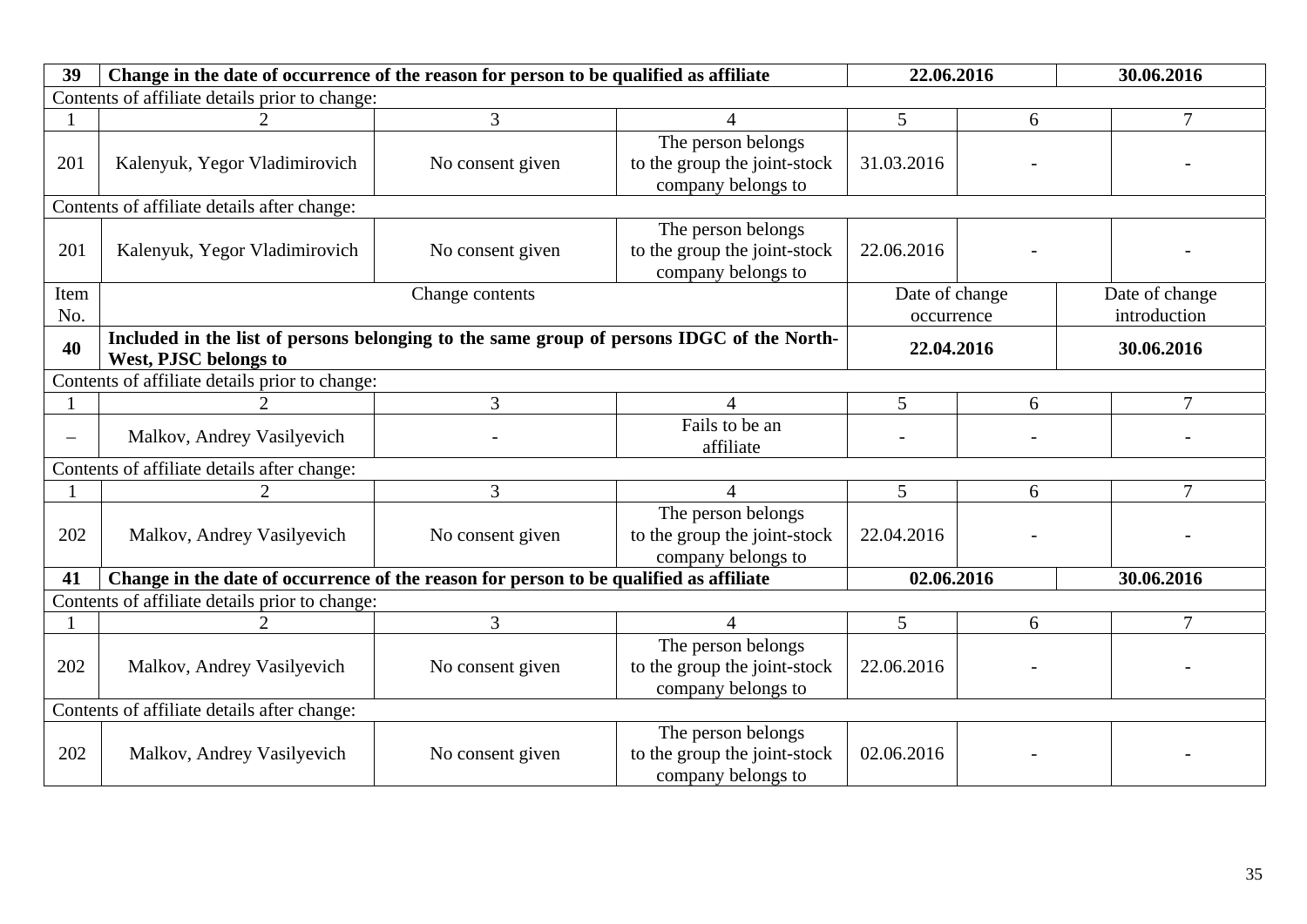| | | | | | | |
|---|---|---|---|---|---|---|
| **39** | **Change in the date of occurrence of the reason for person to be qualified as affiliate** | | | **22.06.2016** | | **30.06.2016** |
| Contents of affiliate details prior to change: | | | | | | |
| 1 | 2 | 3 | 4 | 5 | 6 | 7 |
| 201 | Kalenyuk, Yegor Vladimirovich | No consent given | The person belongs to the group the joint-stock company belongs to | 31.03.2016 | - | - |
| Contents of affiliate details after change: | | | | | | |
| 201 | Kalenyuk, Yegor Vladimirovich | No consent given | The person belongs to the group the joint-stock company belongs to | 22.06.2016 | - | - |
| Item No. | Change contents | | | Date of change occurrence | | Date of change introduction |
| **40** | **Included in the list of persons belonging to the same group of persons IDGC of the North-West, PJSC belongs to** | | | **22.04.2016** | | **30.06.2016** |
| Contents of affiliate details prior to change: | | | | | | |
| 1 | 2 | 3 | 4 | 5 | 6 | 7 |
| – | Malkov, Andrey Vasilyevich | - | Fails to be an affiliate | - | - | - |
| Contents of affiliate details after change: | | | | | | |
| 1 | 2 | 3 | 4 | 5 | 6 | 7 |
| 202 | Malkov, Andrey Vasilyevich | No consent given | The person belongs to the group the joint-stock company belongs to | 22.04.2016 | - | - |
| **41** | **Change in the date of occurrence of the reason for person to be qualified as affiliate** | | | **02.06.2016** | | **30.06.2016** |
| Contents of affiliate details prior to change: | | | | | | |
| 1 | 2 | 3 | 4 | 5 | 6 | 7 |
| 202 | Malkov, Andrey Vasilyevich | No consent given | The person belongs to the group the joint-stock company belongs to | 22.06.2016 | - | - |
| Contents of affiliate details after change: | | | | | | |
| 202 | Malkov, Andrey Vasilyevich | No consent given | The person belongs to the group the joint-stock company belongs to | 02.06.2016 | - | - |